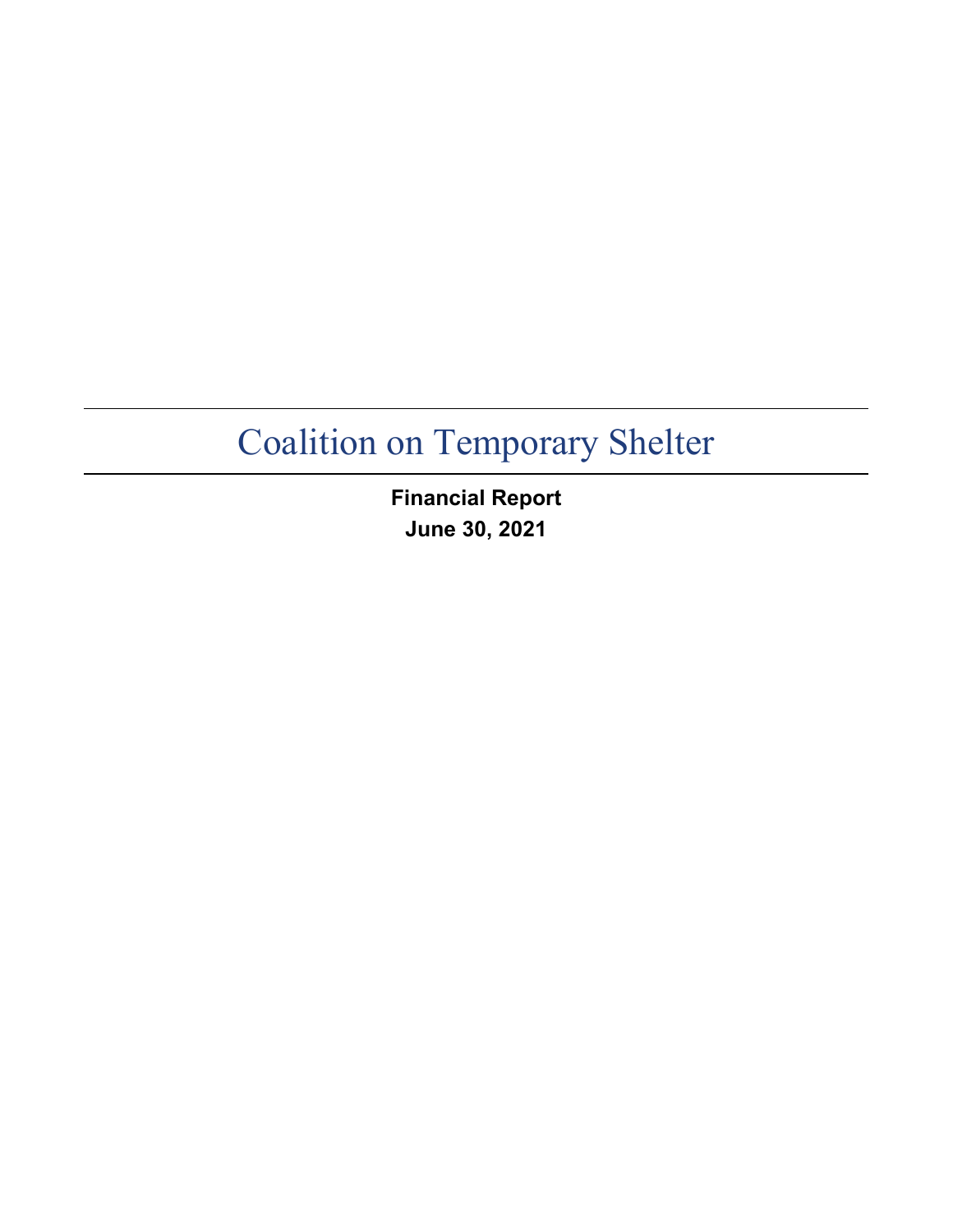# Coalition on Temporary Shelter

**Financial Report**
**June 30, 2021**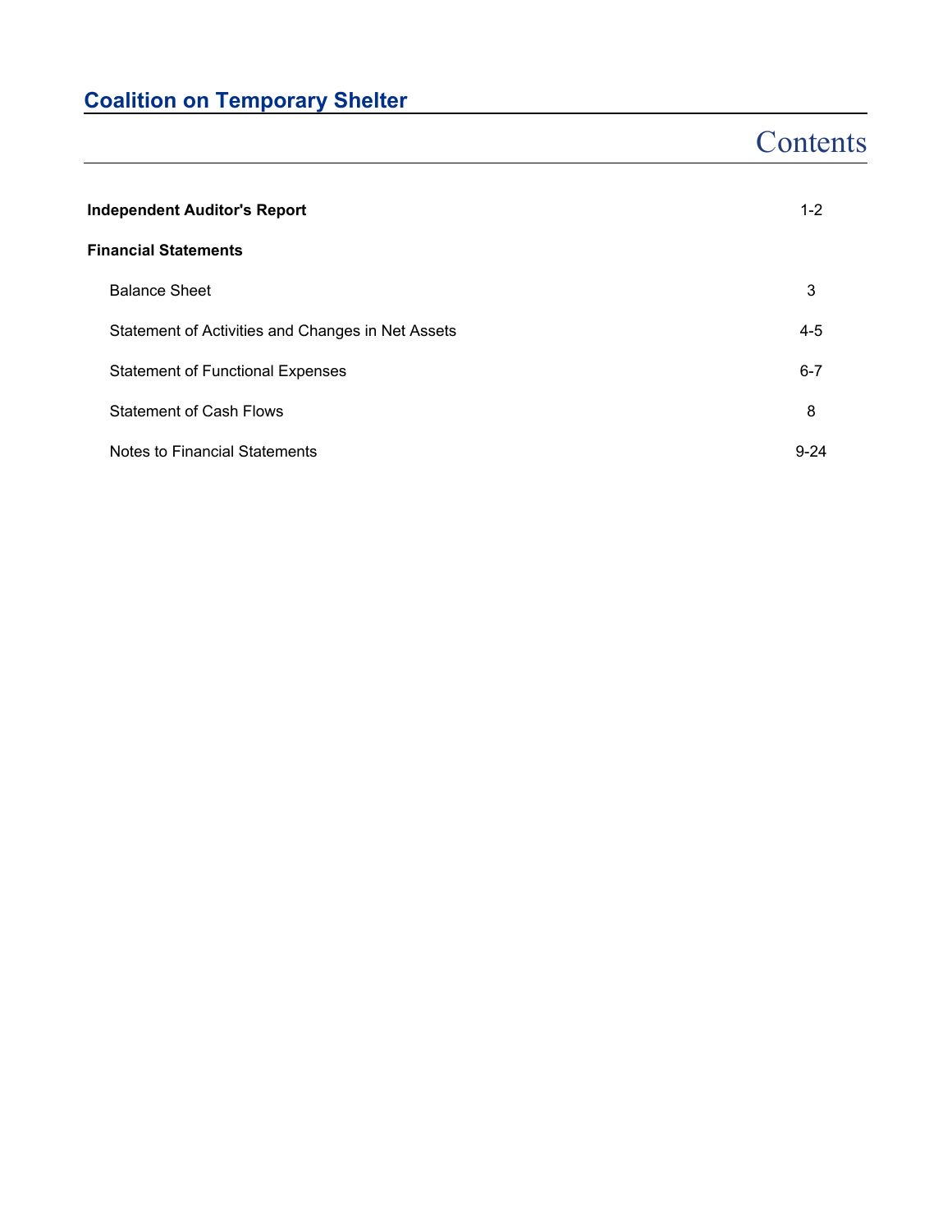# Coalition on Temporary Shelter

## Contents

| | |
|---|---|
| **Independent Auditor's Report** | 1-2 |
| **Financial Statements** | |
| Balance Sheet | 3 |
| Statement of Activities and Changes in Net Assets | 4-5 |
| Statement of Functional Expenses | 6-7 |
| Statement of Cash Flows | 8 |
| Notes to Financial Statements | 9-24 |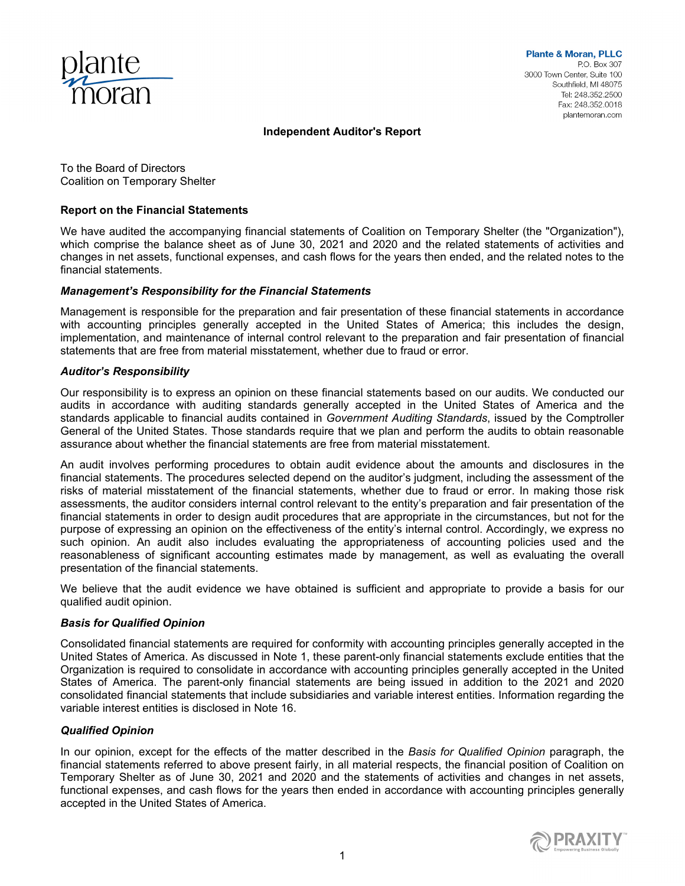Plante & Moran, PLLC
P.O. Box 307
3000 Town Center, Suite 100
Southfield, MI 48075
Tel: 248.352.2500
Fax: 248.352.0018
plantemoran.com

## Independent Auditor's Report

To the Board of Directors
Coalition on Temporary Shelter

### Report on the Financial Statements

We have audited the accompanying financial statements of Coalition on Temporary Shelter (the "Organization"), which comprise the balance sheet as of June 30, 2021 and 2020 and the related statements of activities and changes in net assets, functional expenses, and cash flows for the years then ended, and the related notes to the financial statements.

#### *Management's Responsibility for the Financial Statements*

Management is responsible for the preparation and fair presentation of these financial statements in accordance with accounting principles generally accepted in the United States of America; this includes the design, implementation, and maintenance of internal control relevant to the preparation and fair presentation of financial statements that are free from material misstatement, whether due to fraud or error.

#### *Auditor's Responsibility*

Our responsibility is to express an opinion on these financial statements based on our audits. We conducted our audits in accordance with auditing standards generally accepted in the United States of America and the standards applicable to financial audits contained in *Government Auditing Standards*, issued by the Comptroller General of the United States. Those standards require that we plan and perform the audits to obtain reasonable assurance about whether the financial statements are free from material misstatement.

An audit involves performing procedures to obtain audit evidence about the amounts and disclosures in the financial statements. The procedures selected depend on the auditor's judgment, including the assessment of the risks of material misstatement of the financial statements, whether due to fraud or error. In making those risk assessments, the auditor considers internal control relevant to the entity's preparation and fair presentation of the financial statements in order to design audit procedures that are appropriate in the circumstances, but not for the purpose of expressing an opinion on the effectiveness of the entity's internal control. Accordingly, we express no such opinion. An audit also includes evaluating the appropriateness of accounting policies used and the reasonableness of significant accounting estimates made by management, as well as evaluating the overall presentation of the financial statements.

We believe that the audit evidence we have obtained is sufficient and appropriate to provide a basis for our qualified audit opinion.

#### *Basis for Qualified Opinion*

Consolidated financial statements are required for conformity with accounting principles generally accepted in the United States of America. As discussed in Note 1, these parent-only financial statements exclude entities that the Organization is required to consolidate in accordance with accounting principles generally accepted in the United States of America. The parent-only financial statements are being issued in addition to the 2021 and 2020 consolidated financial statements that include subsidiaries and variable interest entities. Information regarding the variable interest entities is disclosed in Note 16.

#### *Qualified Opinion*

In our opinion, except for the effects of the matter described in the *Basis for Qualified Opinion* paragraph, the financial statements referred to above present fairly, in all material respects, the financial position of Coalition on Temporary Shelter as of June 30, 2021 and 2020 and the statements of activities and changes in net assets, functional expenses, and cash flows for the years then ended in accordance with accounting principles generally accepted in the United States of America.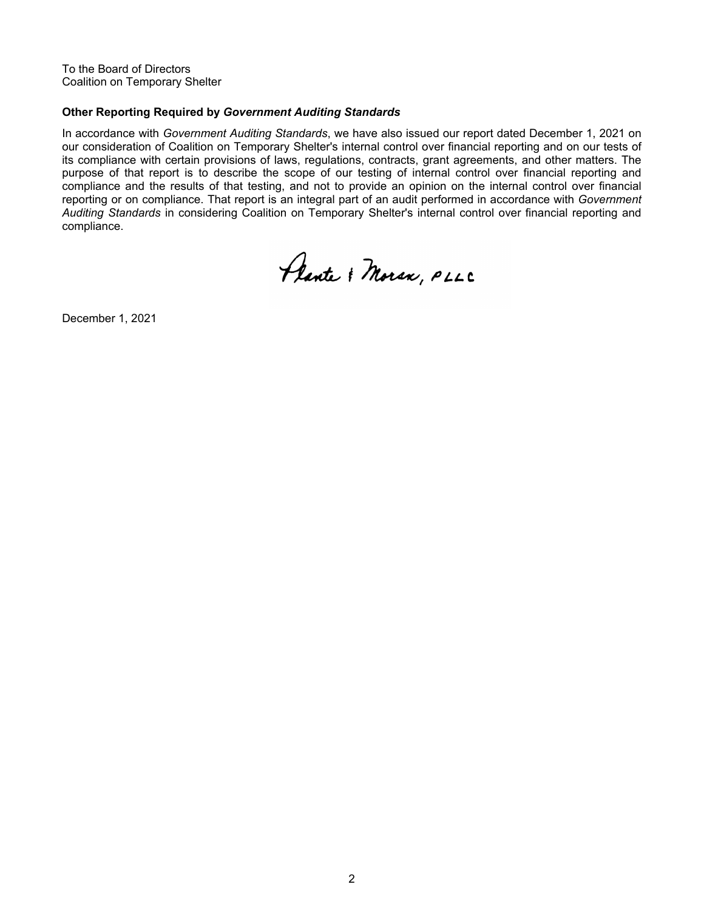To the Board of Directors
Coalition on Temporary Shelter

**Other Reporting Required by *Government Auditing Standards***

In accordance with *Government Auditing Standards*, we have also issued our report dated December 1, 2021 on our consideration of Coalition on Temporary Shelter's internal control over financial reporting and on our tests of its compliance with certain provisions of laws, regulations, contracts, grant agreements, and other matters. The purpose of that report is to describe the scope of our testing of internal control over financial reporting and compliance and the results of that testing, and not to provide an opinion on the internal control over financial reporting or on compliance. That report is an integral part of an audit performed in accordance with *Government Auditing Standards* in considering Coalition on Temporary Shelter's internal control over financial reporting and compliance.

Plante & Moran, PLLC

December 1, 2021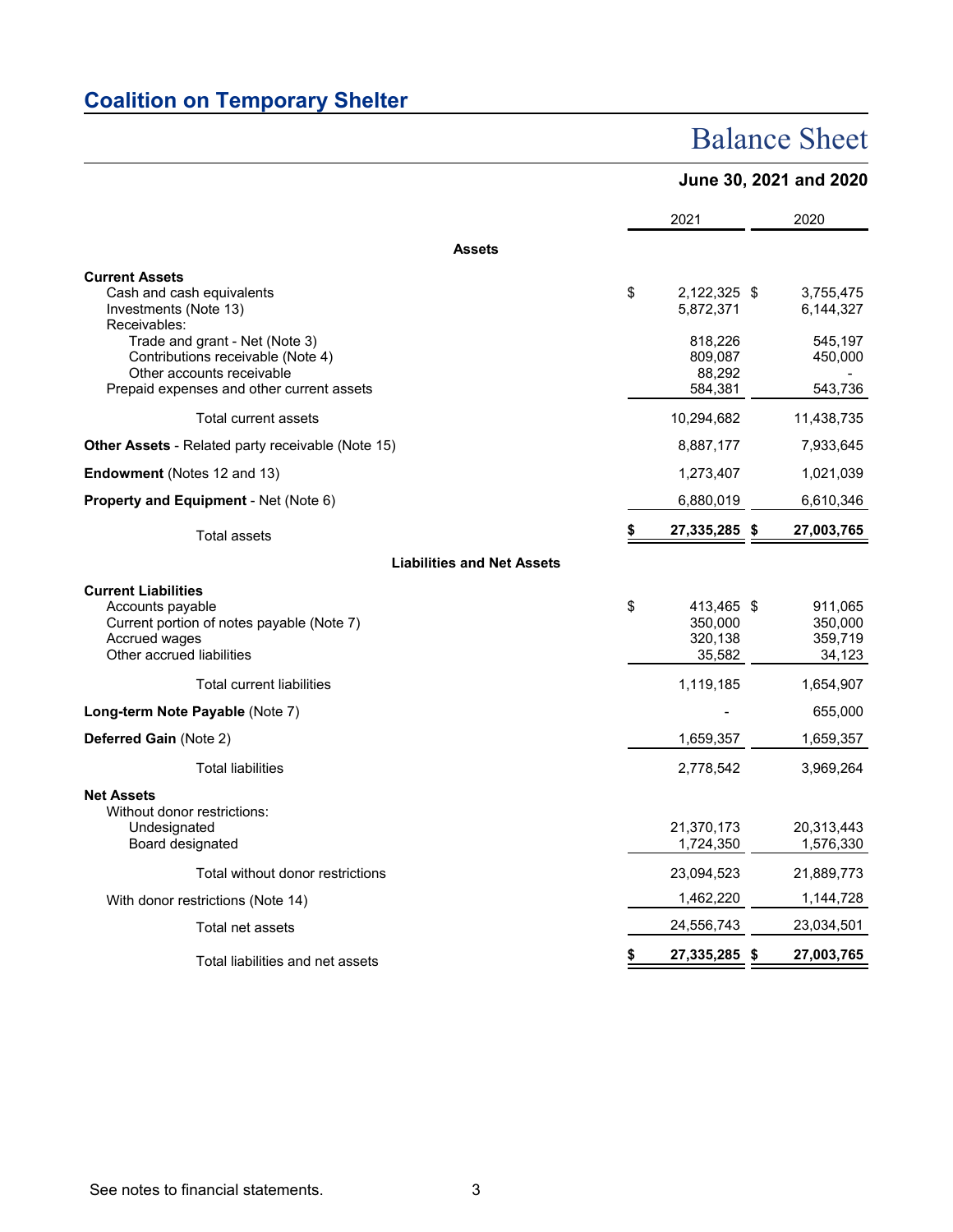## Coalition on Temporary Shelter

# Balance Sheet

### June 30, 2021 and 2020

| | 2021 | 2020 |
|---|---|---|
| **Assets** | | |
| **Current Assets** | | |
| Cash and cash equivalents | $ 2,122,325 | $ 3,755,475 |
| Investments (Note 13) | 5,872,371 | 6,144,327 |
| Receivables: | | |
| Trade and grant - Net (Note 3) | 818,226 | 545,197 |
| Contributions receivable (Note 4) | 809,087 | 450,000 |
| Other accounts receivable | 88,292 | - |
| Prepaid expenses and other current assets | 584,381 | 543,736 |
| Total current assets | 10,294,682 | 11,438,735 |
| **Other Assets** - Related party receivable (Note 15) | 8,887,177 | 7,933,645 |
| **Endowment** (Notes 12 and 13) | 1,273,407 | 1,021,039 |
| **Property and Equipment** - Net (Note 6) | 6,880,019 | 6,610,346 |
| Total assets | **$ 27,335,285** | **$ 27,003,765** |
| **Liabilities and Net Assets** | | |
| **Current Liabilities** | | |
| Accounts payable | $ 413,465 | $ 911,065 |
| Current portion of notes payable (Note 7) | 350,000 | 350,000 |
| Accrued wages | 320,138 | 359,719 |
| Other accrued liabilities | 35,582 | 34,123 |
| Total current liabilities | 1,119,185 | 1,654,907 |
| **Long-term Note Payable** (Note 7) | - | 655,000 |
| **Deferred Gain** (Note 2) | 1,659,357 | 1,659,357 |
| Total liabilities | 2,778,542 | 3,969,264 |
| **Net Assets** | | |
| Without donor restrictions: | | |
| Undesignated | 21,370,173 | 20,313,443 |
| Board designated | 1,724,350 | 1,576,330 |
| Total without donor restrictions | 23,094,523 | 21,889,773 |
| With donor restrictions (Note 14) | 1,462,220 | 1,144,728 |
| Total net assets | 24,556,743 | 23,034,501 |
| Total liabilities and net assets | **$ 27,335,285** | **$ 27,003,765** |

See notes to financial statements.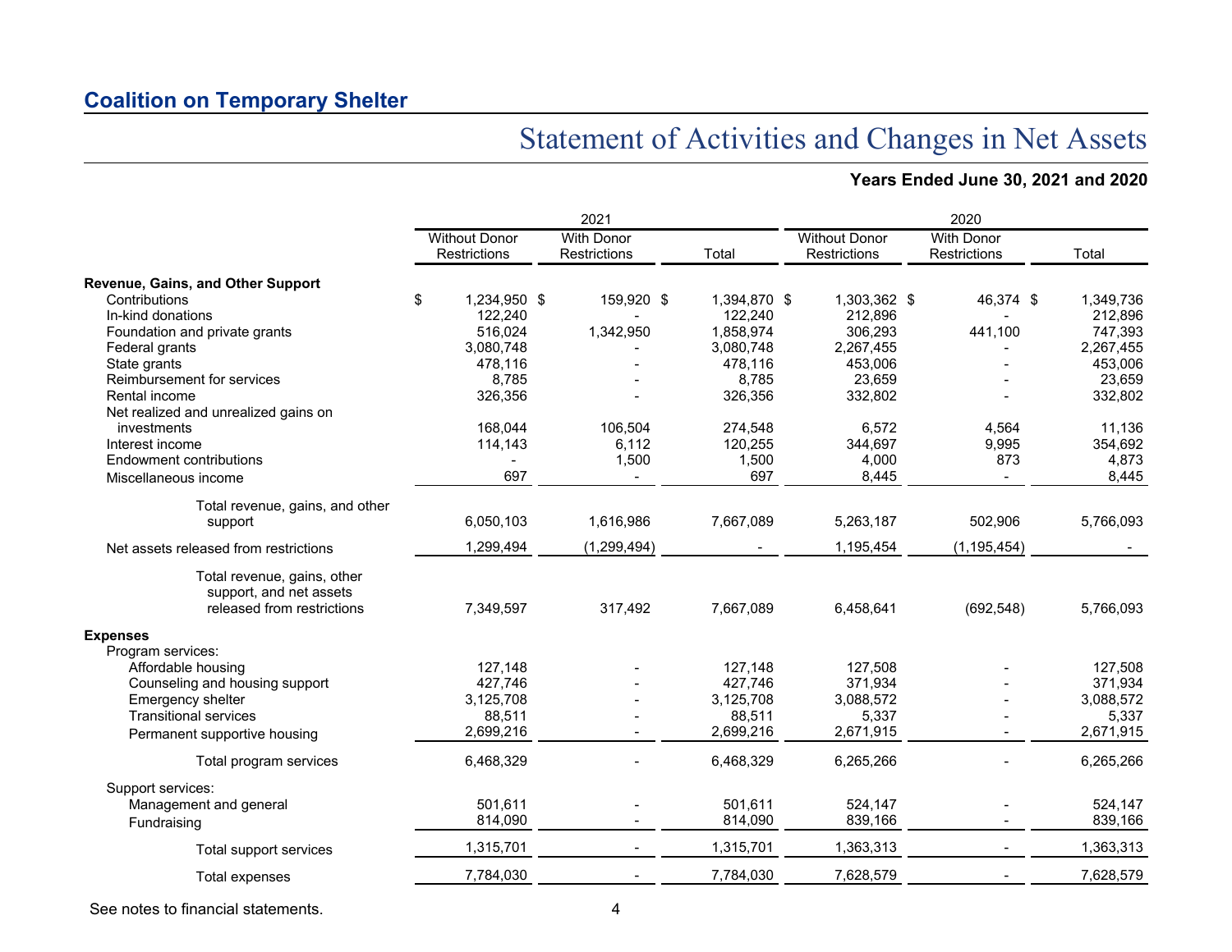## Coalition on Temporary Shelter

# Statement of Activities and Changes in Net Assets

**Years Ended June 30, 2021 and 2020**

| | 2021 | | | 2020 | | |
|---|---|---|---|---|---|---|
| | Without Donor Restrictions | With Donor Restrictions | Total | Without Donor Restrictions | With Donor Restrictions | Total |
| **Revenue, Gains, and Other Support** | | | | | | |
| Contributions | $ 1,234,950 | $ 159,920 | $ 1,394,870 | $ 1,303,362 | $ 46,374 | $ 1,349,736 |
| In-kind donations | 122,240 | - | 122,240 | 212,896 | - | 212,896 |
| Foundation and private grants | 516,024 | 1,342,950 | 1,858,974 | 306,293 | 441,100 | 747,393 |
| Federal grants | 3,080,748 | - | 3,080,748 | 2,267,455 | - | 2,267,455 |
| State grants | 478,116 | - | 478,116 | 453,006 | - | 453,006 |
| Reimbursement for services | 8,785 | - | 8,785 | 23,659 | - | 23,659 |
| Rental income | 326,356 | - | 326,356 | 332,802 | - | 332,802 |
| Net realized and unrealized gains on investments | 168,044 | 106,504 | 274,548 | 6,572 | 4,564 | 11,136 |
| Interest income | 114,143 | 6,112 | 120,255 | 344,697 | 9,995 | 354,692 |
| Endowment contributions | - | 1,500 | 1,500 | 4,000 | 873 | 4,873 |
| Miscellaneous income | 697 | - | 697 | 8,445 | - | 8,445 |
| Total revenue, gains, and other support | 6,050,103 | 1,616,986 | 7,667,089 | 5,263,187 | 502,906 | 5,766,093 |
| Net assets released from restrictions | 1,299,494 | (1,299,494) | - | 1,195,454 | (1,195,454) | - |
| Total revenue, gains, other support, and net assets released from restrictions | 7,349,597 | 317,492 | 7,667,089 | 6,458,641 | (692,548) | 5,766,093 |
| **Expenses** | | | | | | |
| Program services: | | | | | | |
| Affordable housing | 127,148 | - | 127,148 | 127,508 | - | 127,508 |
| Counseling and housing support | 427,746 | - | 427,746 | 371,934 | - | 371,934 |
| Emergency shelter | 3,125,708 | - | 3,125,708 | 3,088,572 | - | 3,088,572 |
| Transitional services | 88,511 | - | 88,511 | 5,337 | - | 5,337 |
| Permanent supportive housing | 2,699,216 | - | 2,699,216 | 2,671,915 | - | 2,671,915 |
| Total program services | 6,468,329 | - | 6,468,329 | 6,265,266 | - | 6,265,266 |
| Support services: | | | | | | |
| Management and general | 501,611 | - | 501,611 | 524,147 | - | 524,147 |
| Fundraising | 814,090 | - | 814,090 | 839,166 | - | 839,166 |
| Total support services | 1,315,701 | - | 1,315,701 | 1,363,313 | - | 1,363,313 |
| Total expenses | 7,784,030 | - | 7,784,030 | 7,628,579 | - | 7,628,579 |

See notes to financial statements.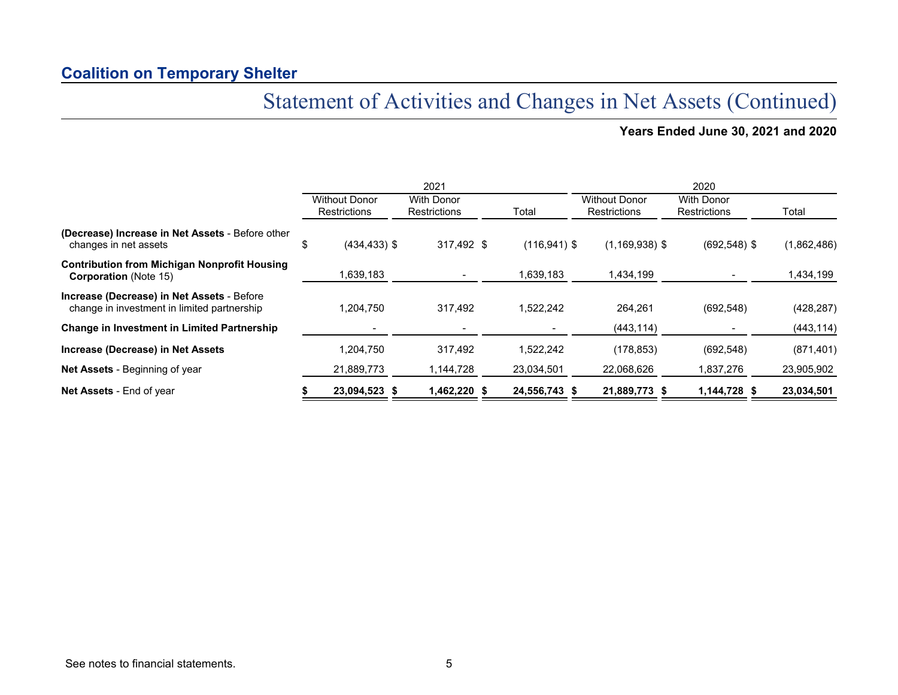## Coalition on Temporary Shelter

# Statement of Activities and Changes in Net Assets (Continued)

**Years Ended June 30, 2021 and 2020**

| | 2021 | | | 2020 | | |
|---|---|---|---|---|---|---|
| | Without Donor Restrictions | With Donor Restrictions | Total | Without Donor Restrictions | With Donor Restrictions | Total |
| **(Decrease) Increase in Net Assets** - Before other changes in net assets | $ (434,433) | $ 317,492 | $ (116,941) | $ (1,169,938) | $ (692,548) | $ (1,862,486) |
| **Contribution from Michigan Nonprofit Housing Corporation** (Note 15) | 1,639,183 | - | 1,639,183 | 1,434,199 | - | 1,434,199 |
| **Increase (Decrease) in Net Assets** - Before change in investment in limited partnership | 1,204,750 | 317,492 | 1,522,242 | 264,261 | (692,548) | (428,287) |
| **Change in Investment in Limited Partnership** | - | - | - | (443,114) | - | (443,114) |
| **Increase (Decrease) in Net Assets** | 1,204,750 | 317,492 | 1,522,242 | (178,853) | (692,548) | (871,401) |
| **Net Assets** - Beginning of year | 21,889,773 | 1,144,728 | 23,034,501 | 22,068,626 | 1,837,276 | 23,905,902 |
| **Net Assets** - End of year | **$ 23,094,523** | **$ 1,462,220** | **$ 24,556,743** | **$ 21,889,773** | **$ 1,144,728** | **$ 23,034,501** |

See notes to financial statements.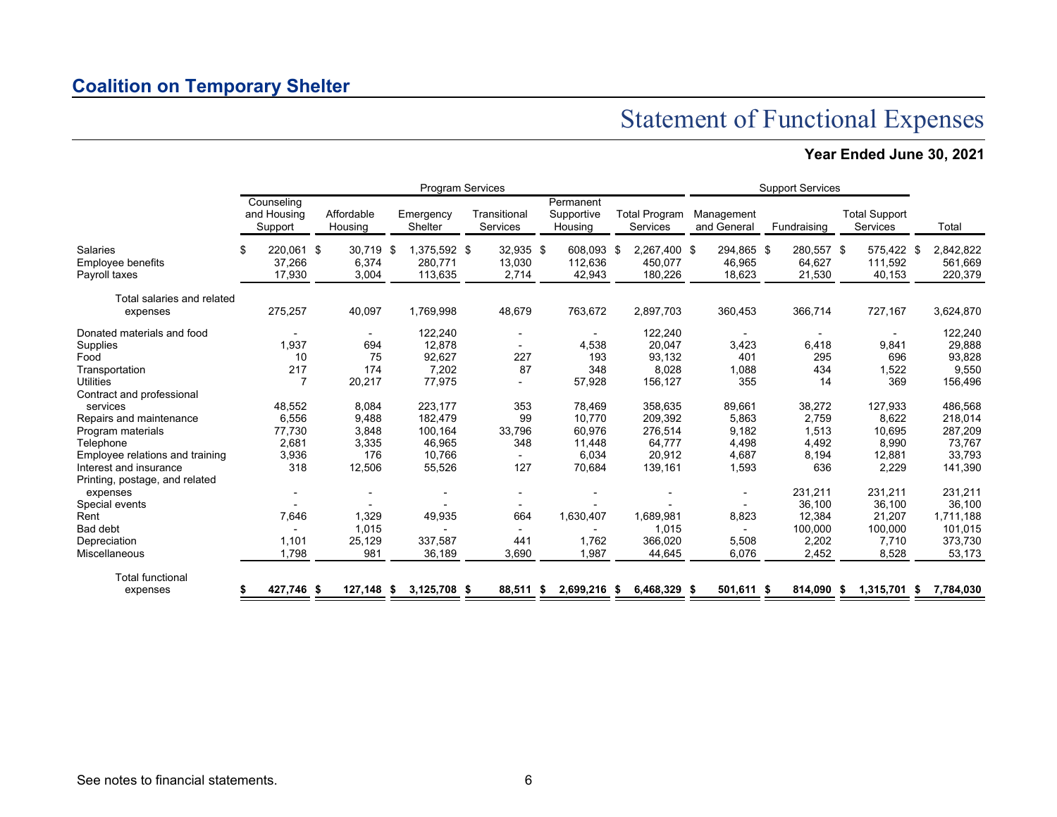# Coalition on Temporary Shelter

## Statement of Functional Expenses

### Year Ended June 30, 2021

| | Program Services | | | | | | Support Services | | | |
|---|---|---|---|---|---|---|---|---|---|---|
| | Counseling and Housing Support | Affordable Housing | Emergency Shelter | Transitional Services | Permanent Supportive Housing | Total Program Services | Management and General | Fundraising | Total Support Services | Total |
| Salaries | $ 220,061 | $ 30,719 | $ 1,375,592 | $ 32,935 | $ 608,093 | $ 2,267,400 | $ 294,865 | $ 280,557 | $ 575,422 | $ 2,842,822 |
| Employee benefits | 37,266 | 6,374 | 280,771 | 13,030 | 112,636 | 450,077 | 46,965 | 64,627 | 111,592 | 561,669 |
| Payroll taxes | 17,930 | 3,004 | 113,635 | 2,714 | 42,943 | 180,226 | 18,623 | 21,530 | 40,153 | 220,379 |
| Total salaries and related expenses | 275,257 | 40,097 | 1,769,998 | 48,679 | 763,672 | 2,897,703 | 360,453 | 366,714 | 727,167 | 3,624,870 |
| Donated materials and food | - | - | 122,240 | - | - | 122,240 | - | - | - | 122,240 |
| Supplies | 1,937 | 694 | 12,878 | - | 4,538 | 20,047 | 3,423 | 6,418 | 9,841 | 29,888 |
| Food | 10 | 75 | 92,627 | 227 | 193 | 93,132 | 401 | 295 | 696 | 93,828 |
| Transportation | 217 | 174 | 7,202 | 87 | 348 | 8,028 | 1,088 | 434 | 1,522 | 9,550 |
| Utilities | 7 | 20,217 | 77,975 | - | 57,928 | 156,127 | 355 | 14 | 369 | 156,496 |
| Contract and professional services | 48,552 | 8,084 | 223,177 | 353 | 78,469 | 358,635 | 89,661 | 38,272 | 127,933 | 486,568 |
| Repairs and maintenance | 6,556 | 9,488 | 182,479 | 99 | 10,770 | 209,392 | 5,863 | 2,759 | 8,622 | 218,014 |
| Program materials | 77,730 | 3,848 | 100,164 | 33,796 | 60,976 | 276,514 | 9,182 | 1,513 | 10,695 | 287,209 |
| Telephone | 2,681 | 3,335 | 46,965 | 348 | 11,448 | 64,777 | 4,498 | 4,492 | 8,990 | 73,767 |
| Employee relations and training | 3,936 | 176 | 10,766 | - | 6,034 | 20,912 | 4,687 | 8,194 | 12,881 | 33,793 |
| Interest and insurance | 318 | 12,506 | 55,526 | 127 | 70,684 | 139,161 | 1,593 | 636 | 2,229 | 141,390 |
| Printing, postage, and related expenses | - | - | - | - | - | - | - | 231,211 | 231,211 | 231,211 |
| Special events | - | - | - | - | - | - | - | 36,100 | 36,100 | 36,100 |
| Rent | 7,646 | 1,329 | 49,935 | 664 | 1,630,407 | 1,689,981 | 8,823 | 12,384 | 21,207 | 1,711,188 |
| Bad debt | - | 1,015 | - | - | - | 1,015 | - | 100,000 | 100,000 | 101,015 |
| Depreciation | 1,101 | 25,129 | 337,587 | 441 | 1,762 | 366,020 | 5,508 | 2,202 | 7,710 | 373,730 |
| Miscellaneous | 1,798 | 981 | 36,189 | 3,690 | 1,987 | 44,645 | 6,076 | 2,452 | 8,528 | 53,173 |
| **Total functional expenses** | **$ 427,746** | **$ 127,148** | **$ 3,125,708** | **$ 88,511** | **$ 2,699,216** | **$ 6,468,329** | **$ 501,611** | **$ 814,090** | **$ 1,315,701** | **$ 7,784,030** |

See notes to financial statements.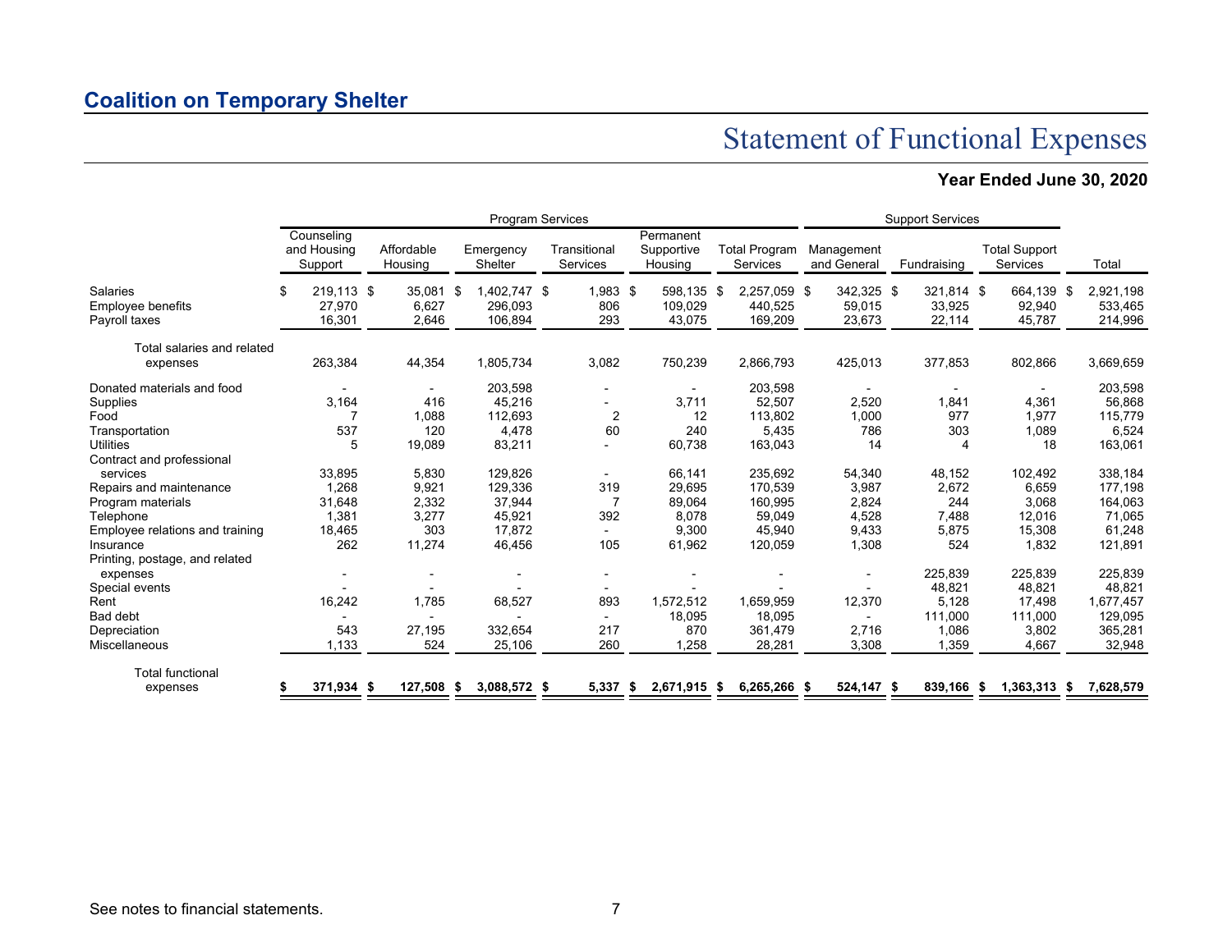## Coalition on Temporary Shelter

# Statement of Functional Expenses

**Year Ended June 30, 2020**

| | Program Services | | | | | | Support Services | | | |
|---|---|---|---|---|---|---|---|---|---|---|
| | Counseling and Housing Support | Affordable Housing | Emergency Shelter | Transitional Services | Permanent Supportive Housing | Total Program Services | Management and General | Fundraising | Total Support Services | Total |
| Salaries | $ 219,113 | $ 35,081 | $ 1,402,747 | $ 1,983 | $ 598,135 | $ 2,257,059 | $ 342,325 | $ 321,814 | $ 664,139 | $ 2,921,198 |
| Employee benefits | 27,970 | 6,627 | 296,093 | 806 | 109,029 | 440,525 | 59,015 | 33,925 | 92,940 | 533,465 |
| Payroll taxes | 16,301 | 2,646 | 106,894 | 293 | 43,075 | 169,209 | 23,673 | 22,114 | 45,787 | 214,996 |
| Total salaries and related expenses | 263,384 | 44,354 | 1,805,734 | 3,082 | 750,239 | 2,866,793 | 425,013 | 377,853 | 802,866 | 3,669,659 |
| Donated materials and food | - | - | 203,598 | - | - | 203,598 | - | - | - | 203,598 |
| Supplies | 3,164 | 416 | 45,216 | - | 3,711 | 52,507 | 2,520 | 1,841 | 4,361 | 56,868 |
| Food | 7 | 1,088 | 112,693 | 2 | 12 | 113,802 | 1,000 | 977 | 1,977 | 115,779 |
| Transportation | 537 | 120 | 4,478 | 60 | 240 | 5,435 | 786 | 303 | 1,089 | 6,524 |
| Utilities | 5 | 19,089 | 83,211 | - | 60,738 | 163,043 | 14 | 4 | 18 | 163,061 |
| Contract and professional services | 33,895 | 5,830 | 129,826 | - | 66,141 | 235,692 | 54,340 | 48,152 | 102,492 | 338,184 |
| Repairs and maintenance | 1,268 | 9,921 | 129,336 | 319 | 29,695 | 170,539 | 3,987 | 2,672 | 6,659 | 177,198 |
| Program materials | 31,648 | 2,332 | 37,944 | 7 | 89,064 | 160,995 | 2,824 | 244 | 3,068 | 164,063 |
| Telephone | 1,381 | 3,277 | 45,921 | 392 | 8,078 | 59,049 | 4,528 | 7,488 | 12,016 | 71,065 |
| Employee relations and training | 18,465 | 303 | 17,872 | - | 9,300 | 45,940 | 9,433 | 5,875 | 15,308 | 61,248 |
| Insurance | 262 | 11,274 | 46,456 | 105 | 61,962 | 120,059 | 1,308 | 524 | 1,832 | 121,891 |
| Printing, postage, and related expenses | - | - | - | - | - | - | - | 225,839 | 225,839 | 225,839 |
| Special events | - | - | - | - | - | - | - | 48,821 | 48,821 | 48,821 |
| Rent | 16,242 | 1,785 | 68,527 | 893 | 1,572,512 | 1,659,959 | 12,370 | 5,128 | 17,498 | 1,677,457 |
| Bad debt | - | - | - | - | 18,095 | 18,095 | - | 111,000 | 111,000 | 129,095 |
| Depreciation | 543 | 27,195 | 332,654 | 217 | 870 | 361,479 | 2,716 | 1,086 | 3,802 | 365,281 |
| Miscellaneous | 1,133 | 524 | 25,106 | 260 | 1,258 | 28,281 | 3,308 | 1,359 | 4,667 | 32,948 |
| **Total functional expenses** | **$ 371,934** | **$ 127,508** | **$ 3,088,572** | **$ 5,337** | **$ 2,671,915** | **$ 6,265,266** | **$ 524,147** | **$ 839,166** | **$ 1,363,313** | **$ 7,628,579** |

See notes to financial statements.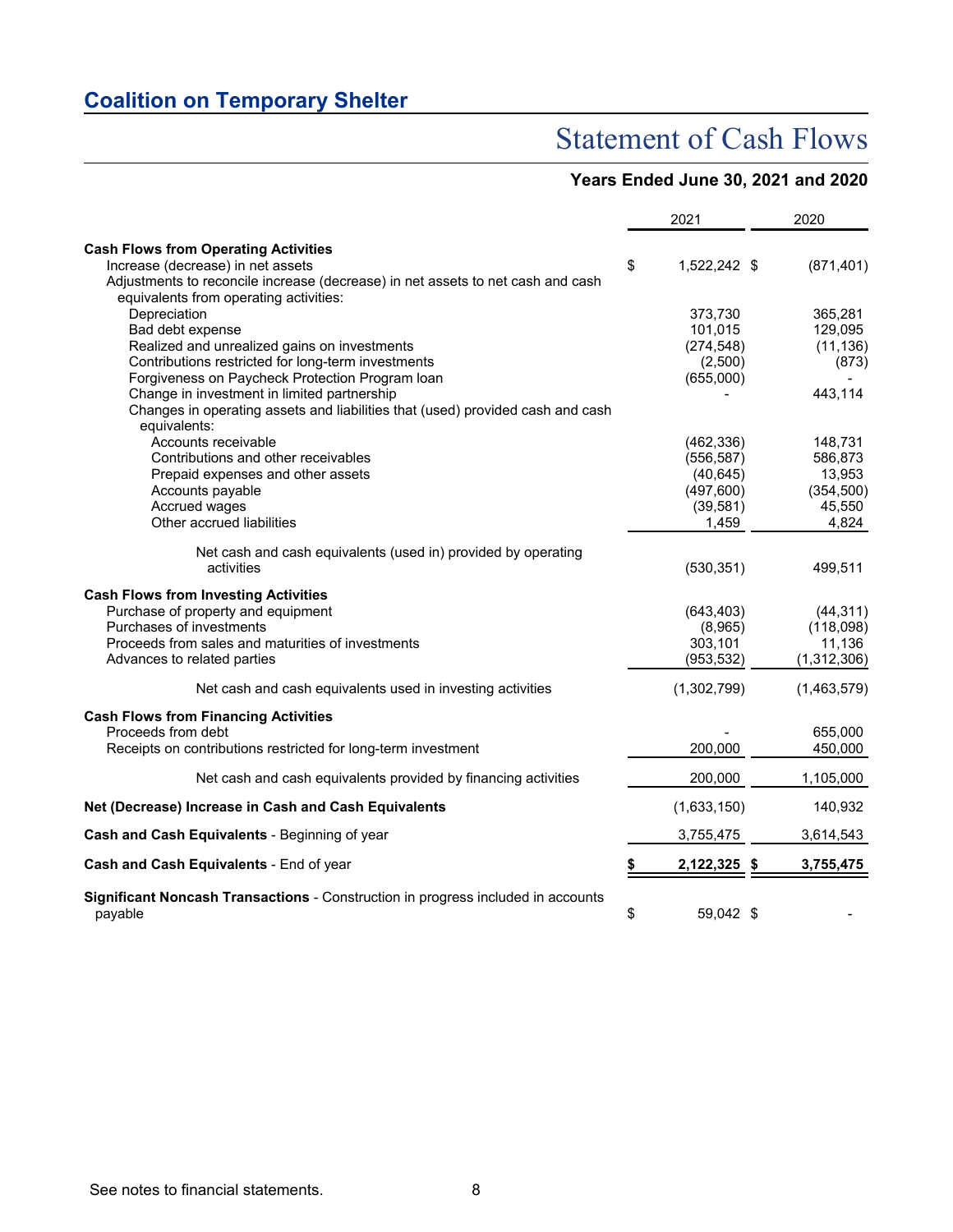## Coalition on Temporary Shelter

# Statement of Cash Flows

### Years Ended June 30, 2021 and 2020

| | 2021 | 2020 |
|---|---|---|
| **Cash Flows from Operating Activities** | | |
| Increase (decrease) in net assets | $ 1,522,242 | $ (871,401) |
| Adjustments to reconcile increase (decrease) in net assets to net cash and cash equivalents from operating activities: | | |
| Depreciation | 373,730 | 365,281 |
| Bad debt expense | 101,015 | 129,095 |
| Realized and unrealized gains on investments | (274,548) | (11,136) |
| Contributions restricted for long-term investments | (2,500) | (873) |
| Forgiveness on Paycheck Protection Program loan | (655,000) | - |
| Change in investment in limited partnership | - | 443,114 |
| Changes in operating assets and liabilities that (used) provided cash and cash equivalents: | | |
| Accounts receivable | (462,336) | 148,731 |
| Contributions and other receivables | (556,587) | 586,873 |
| Prepaid expenses and other assets | (40,645) | 13,953 |
| Accounts payable | (497,600) | (354,500) |
| Accrued wages | (39,581) | 45,550 |
| Other accrued liabilities | 1,459 | 4,824 |
| Net cash and cash equivalents (used in) provided by operating activities | (530,351) | 499,511 |
| **Cash Flows from Investing Activities** | | |
| Purchase of property and equipment | (643,403) | (44,311) |
| Purchases of investments | (8,965) | (118,098) |
| Proceeds from sales and maturities of investments | 303,101 | 11,136 |
| Advances to related parties | (953,532) | (1,312,306) |
| Net cash and cash equivalents used in investing activities | (1,302,799) | (1,463,579) |
| **Cash Flows from Financing Activities** | | |
| Proceeds from debt | - | 655,000 |
| Receipts on contributions restricted for long-term investment | 200,000 | 450,000 |
| Net cash and cash equivalents provided by financing activities | 200,000 | 1,105,000 |
| **Net (Decrease) Increase in Cash and Cash Equivalents** | (1,633,150) | 140,932 |
| **Cash and Cash Equivalents** - Beginning of year | 3,755,475 | 3,614,543 |
| **Cash and Cash Equivalents** - End of year | **$ 2,122,325** | **$ 3,755,475** |
| **Significant Noncash Transactions** - Construction in progress included in accounts payable | $ 59,042 | $ - |

See notes to financial statements.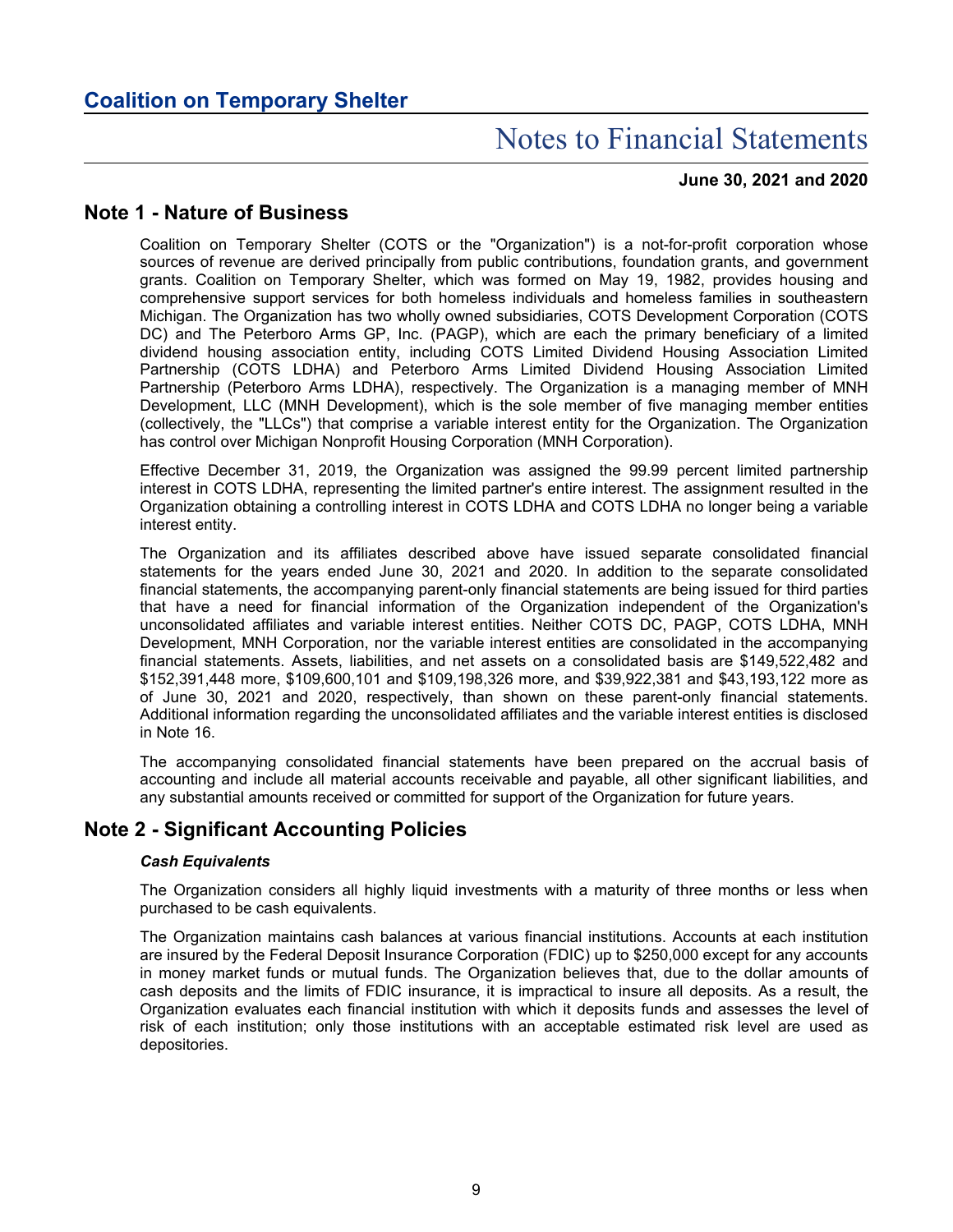# Notes to Financial Statements

**June 30, 2021 and 2020**

## Note 1 - Nature of Business

Coalition on Temporary Shelter (COTS or the "Organization") is a not-for-profit corporation whose sources of revenue are derived principally from public contributions, foundation grants, and government grants. Coalition on Temporary Shelter, which was formed on May 19, 1982, provides housing and comprehensive support services for both homeless individuals and homeless families in southeastern Michigan. The Organization has two wholly owned subsidiaries, COTS Development Corporation (COTS DC) and The Peterboro Arms GP, Inc. (PAGP), which are each the primary beneficiary of a limited dividend housing association entity, including COTS Limited Dividend Housing Association Limited Partnership (COTS LDHA) and Peterboro Arms Limited Dividend Housing Association Limited Partnership (Peterboro Arms LDHA), respectively. The Organization is a managing member of MNH Development, LLC (MNH Development), which is the sole member of five managing member entities (collectively, the "LLCs") that comprise a variable interest entity for the Organization. The Organization has control over Michigan Nonprofit Housing Corporation (MNH Corporation).

Effective December 31, 2019, the Organization was assigned the 99.99 percent limited partnership interest in COTS LDHA, representing the limited partner's entire interest. The assignment resulted in the Organization obtaining a controlling interest in COTS LDHA and COTS LDHA no longer being a variable interest entity.

The Organization and its affiliates described above have issued separate consolidated financial statements for the years ended June 30, 2021 and 2020. In addition to the separate consolidated financial statements, the accompanying parent-only financial statements are being issued for third parties that have a need for financial information of the Organization independent of the Organization's unconsolidated affiliates and variable interest entities. Neither COTS DC, PAGP, COTS LDHA, MNH Development, MNH Corporation, nor the variable interest entities are consolidated in the accompanying financial statements. Assets, liabilities, and net assets on a consolidated basis are $149,522,482 and $152,391,448 more, $109,600,101 and $109,198,326 more, and $39,922,381 and $43,193,122 more as of June 30, 2021 and 2020, respectively, than shown on these parent-only financial statements. Additional information regarding the unconsolidated affiliates and the variable interest entities is disclosed in Note 16.

The accompanying consolidated financial statements have been prepared on the accrual basis of accounting and include all material accounts receivable and payable, all other significant liabilities, and any substantial amounts received or committed for support of the Organization for future years.

## Note 2 - Significant Accounting Policies

***Cash Equivalents***

The Organization considers all highly liquid investments with a maturity of three months or less when purchased to be cash equivalents.

The Organization maintains cash balances at various financial institutions. Accounts at each institution are insured by the Federal Deposit Insurance Corporation (FDIC) up to $250,000 except for any accounts in money market funds or mutual funds. The Organization believes that, due to the dollar amounts of cash deposits and the limits of FDIC insurance, it is impractical to insure all deposits. As a result, the Organization evaluates each financial institution with which it deposits funds and assesses the level of risk of each institution; only those institutions with an acceptable estimated risk level are used as depositories.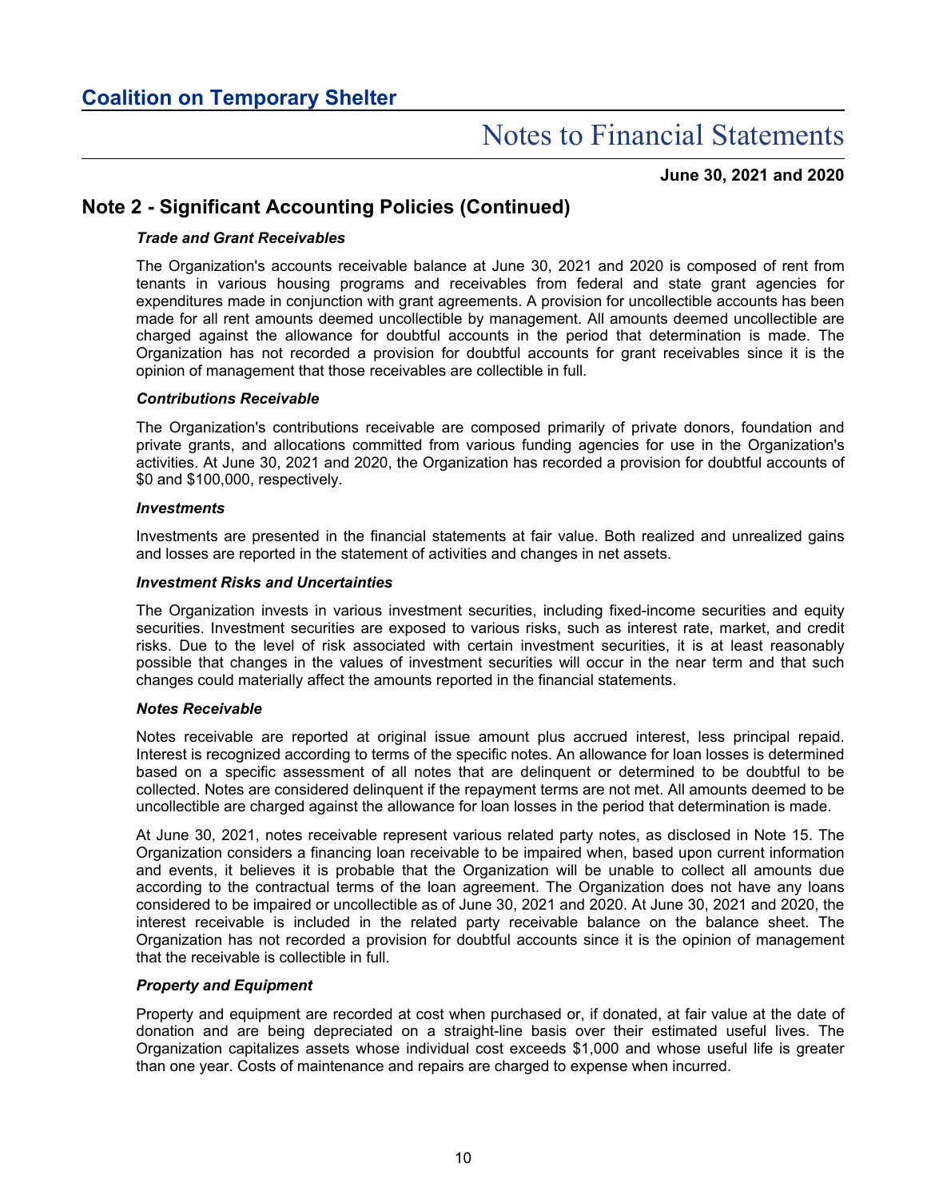## Note 2 - Significant Accounting Policies (Continued)

***Trade and Grant Receivables***

The Organization's accounts receivable balance at June 30, 2021 and 2020 is composed of rent from tenants in various housing programs and receivables from federal and state grant agencies for expenditures made in conjunction with grant agreements. A provision for uncollectible accounts has been made for all rent amounts deemed uncollectible by management. All amounts deemed uncollectible are charged against the allowance for doubtful accounts in the period that determination is made. The Organization has not recorded a provision for doubtful accounts for grant receivables since it is the opinion of management that those receivables are collectible in full.

***Contributions Receivable***

The Organization's contributions receivable are composed primarily of private donors, foundation and private grants, and allocations committed from various funding agencies for use in the Organization's activities. At June 30, 2021 and 2020, the Organization has recorded a provision for doubtful accounts of $0 and $100,000, respectively.

***Investments***

Investments are presented in the financial statements at fair value. Both realized and unrealized gains and losses are reported in the statement of activities and changes in net assets.

***Investment Risks and Uncertainties***

The Organization invests in various investment securities, including fixed-income securities and equity securities. Investment securities are exposed to various risks, such as interest rate, market, and credit risks. Due to the level of risk associated with certain investment securities, it is at least reasonably possible that changes in the values of investment securities will occur in the near term and that such changes could materially affect the amounts reported in the financial statements.

***Notes Receivable***

Notes receivable are reported at original issue amount plus accrued interest, less principal repaid. Interest is recognized according to terms of the specific notes. An allowance for loan losses is determined based on a specific assessment of all notes that are delinquent or determined to be doubtful to be collected. Notes are considered delinquent if the repayment terms are not met. All amounts deemed to be uncollectible are charged against the allowance for loan losses in the period that determination is made.

At June 30, 2021, notes receivable represent various related party notes, as disclosed in Note 15. The Organization considers a financing loan receivable to be impaired when, based upon current information and events, it believes it is probable that the Organization will be unable to collect all amounts due according to the contractual terms of the loan agreement. The Organization does not have any loans considered to be impaired or uncollectible as of June 30, 2021 and 2020. At June 30, 2021 and 2020, the interest receivable is included in the related party receivable balance on the balance sheet. The Organization has not recorded a provision for doubtful accounts since it is the opinion of management that the receivable is collectible in full.

***Property and Equipment***

Property and equipment are recorded at cost when purchased or, if donated, at fair value at the date of donation and are being depreciated on a straight-line basis over their estimated useful lives. The Organization capitalizes assets whose individual cost exceeds $1,000 and whose useful life is greater than one year. Costs of maintenance and repairs are charged to expense when incurred.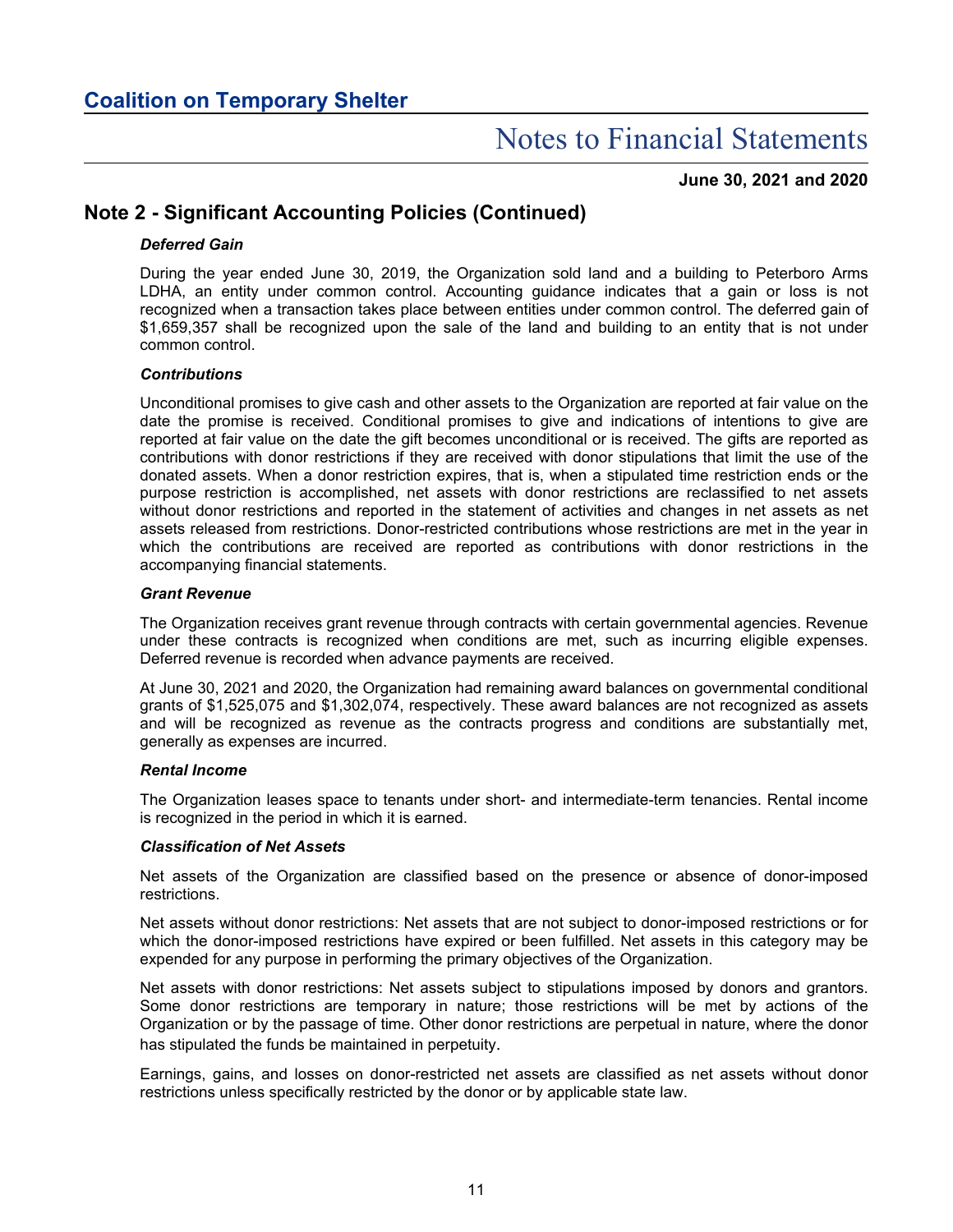## Note 2 - Significant Accounting Policies (Continued)

***Deferred Gain***

During the year ended June 30, 2019, the Organization sold land and a building to Peterboro Arms LDHA, an entity under common control. Accounting guidance indicates that a gain or loss is not recognized when a transaction takes place between entities under common control. The deferred gain of $1,659,357 shall be recognized upon the sale of the land and building to an entity that is not under common control.

***Contributions***

Unconditional promises to give cash and other assets to the Organization are reported at fair value on the date the promise is received. Conditional promises to give and indications of intentions to give are reported at fair value on the date the gift becomes unconditional or is received. The gifts are reported as contributions with donor restrictions if they are received with donor stipulations that limit the use of the donated assets. When a donor restriction expires, that is, when a stipulated time restriction ends or the purpose restriction is accomplished, net assets with donor restrictions are reclassified to net assets without donor restrictions and reported in the statement of activities and changes in net assets as net assets released from restrictions. Donor-restricted contributions whose restrictions are met in the year in which the contributions are received are reported as contributions with donor restrictions in the accompanying financial statements.

***Grant Revenue***

The Organization receives grant revenue through contracts with certain governmental agencies. Revenue under these contracts is recognized when conditions are met, such as incurring eligible expenses. Deferred revenue is recorded when advance payments are received.

At June 30, 2021 and 2020, the Organization had remaining award balances on governmental conditional grants of $1,525,075 and $1,302,074, respectively. These award balances are not recognized as assets and will be recognized as revenue as the contracts progress and conditions are substantially met, generally as expenses are incurred.

***Rental Income***

The Organization leases space to tenants under short- and intermediate-term tenancies. Rental income is recognized in the period in which it is earned.

***Classification of Net Assets***

Net assets of the Organization are classified based on the presence or absence of donor-imposed restrictions.

Net assets without donor restrictions: Net assets that are not subject to donor-imposed restrictions or for which the donor-imposed restrictions have expired or been fulfilled. Net assets in this category may be expended for any purpose in performing the primary objectives of the Organization.

Net assets with donor restrictions: Net assets subject to stipulations imposed by donors and grantors. Some donor restrictions are temporary in nature; those restrictions will be met by actions of the Organization or by the passage of time. Other donor restrictions are perpetual in nature, where the donor has stipulated the funds be maintained in perpetuity.

Earnings, gains, and losses on donor-restricted net assets are classified as net assets without donor restrictions unless specifically restricted by the donor or by applicable state law.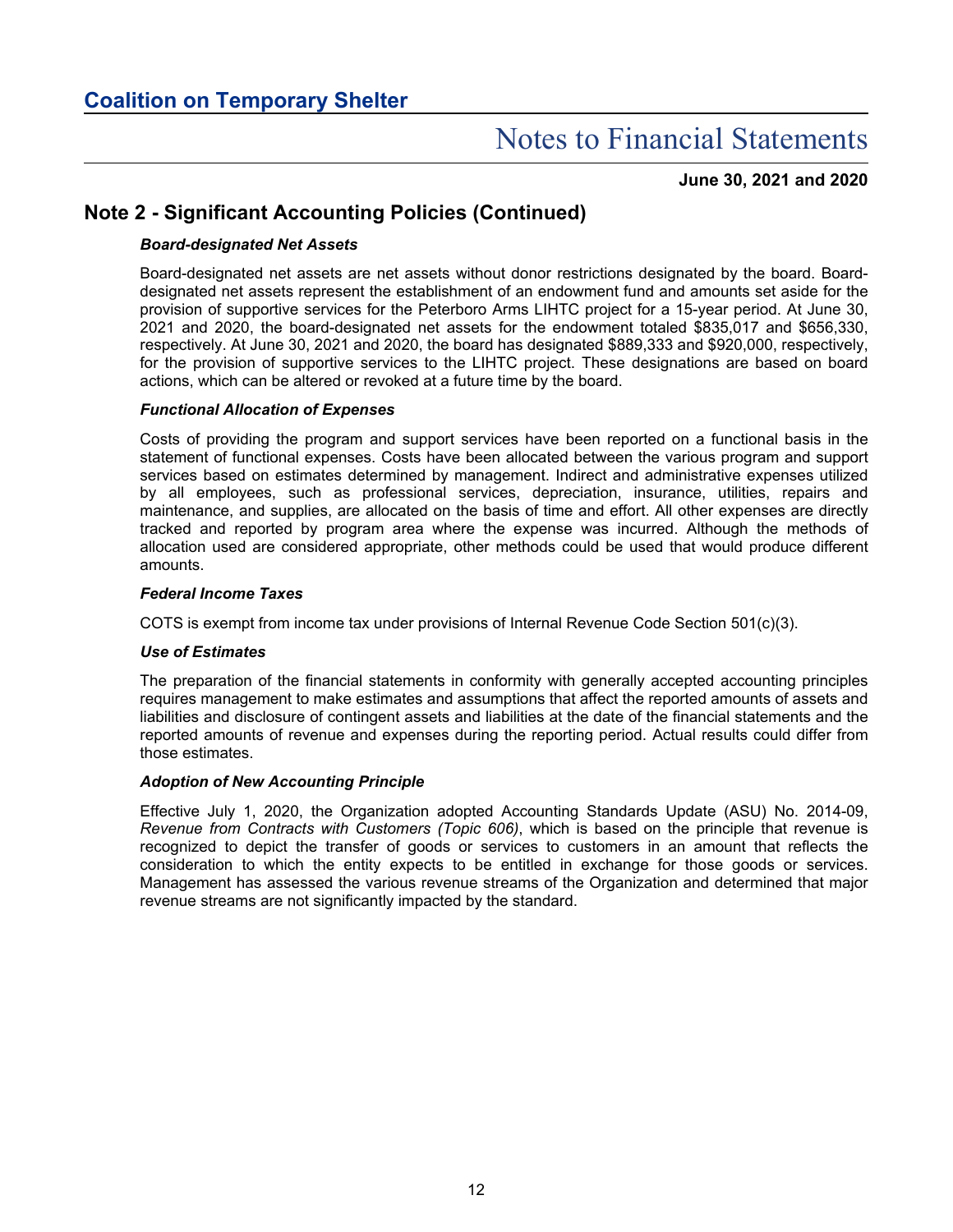## Note 2 - Significant Accounting Policies (Continued)

### *Board-designated Net Assets*

Board-designated net assets are net assets without donor restrictions designated by the board. Board-designated net assets represent the establishment of an endowment fund and amounts set aside for the provision of supportive services for the Peterboro Arms LIHTC project for a 15-year period. At June 30, 2021 and 2020, the board-designated net assets for the endowment totaled $835,017 and $656,330, respectively. At June 30, 2021 and 2020, the board has designated $889,333 and $920,000, respectively, for the provision of supportive services to the LIHTC project. These designations are based on board actions, which can be altered or revoked at a future time by the board.

### *Functional Allocation of Expenses*

Costs of providing the program and support services have been reported on a functional basis in the statement of functional expenses. Costs have been allocated between the various program and support services based on estimates determined by management. Indirect and administrative expenses utilized by all employees, such as professional services, depreciation, insurance, utilities, repairs and maintenance, and supplies, are allocated on the basis of time and effort. All other expenses are directly tracked and reported by program area where the expense was incurred. Although the methods of allocation used are considered appropriate, other methods could be used that would produce different amounts.

### *Federal Income Taxes*

COTS is exempt from income tax under provisions of Internal Revenue Code Section 501(c)(3).

### *Use of Estimates*

The preparation of the financial statements in conformity with generally accepted accounting principles requires management to make estimates and assumptions that affect the reported amounts of assets and liabilities and disclosure of contingent assets and liabilities at the date of the financial statements and the reported amounts of revenue and expenses during the reporting period. Actual results could differ from those estimates.

### *Adoption of New Accounting Principle*

Effective July 1, 2020, the Organization adopted Accounting Standards Update (ASU) No. 2014-09, *Revenue from Contracts with Customers (Topic 606)*, which is based on the principle that revenue is recognized to depict the transfer of goods or services to customers in an amount that reflects the consideration to which the entity expects to be entitled in exchange for those goods or services. Management has assessed the various revenue streams of the Organization and determined that major revenue streams are not significantly impacted by the standard.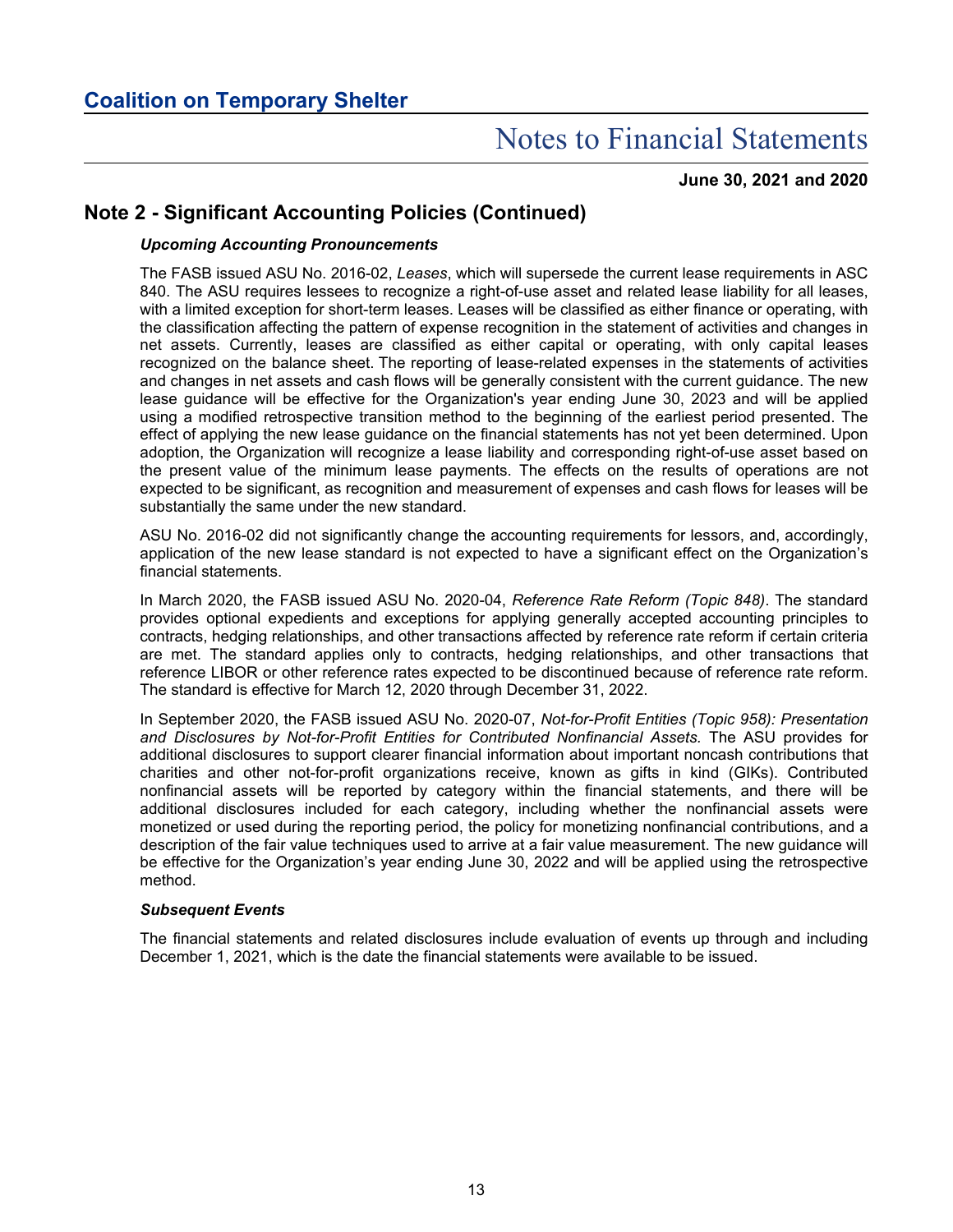## Note 2 - Significant Accounting Policies (Continued)

### *Upcoming Accounting Pronouncements*

The FASB issued ASU No. 2016-02, *Leases*, which will supersede the current lease requirements in ASC 840. The ASU requires lessees to recognize a right-of-use asset and related lease liability for all leases, with a limited exception for short-term leases. Leases will be classified as either finance or operating, with the classification affecting the pattern of expense recognition in the statement of activities and changes in net assets. Currently, leases are classified as either capital or operating, with only capital leases recognized on the balance sheet. The reporting of lease-related expenses in the statements of activities and changes in net assets and cash flows will be generally consistent with the current guidance. The new lease guidance will be effective for the Organization's year ending June 30, 2023 and will be applied using a modified retrospective transition method to the beginning of the earliest period presented. The effect of applying the new lease guidance on the financial statements has not yet been determined. Upon adoption, the Organization will recognize a lease liability and corresponding right-of-use asset based on the present value of the minimum lease payments. The effects on the results of operations are not expected to be significant, as recognition and measurement of expenses and cash flows for leases will be substantially the same under the new standard.

ASU No. 2016-02 did not significantly change the accounting requirements for lessors, and, accordingly, application of the new lease standard is not expected to have a significant effect on the Organization's financial statements.

In March 2020, the FASB issued ASU No. 2020-04, *Reference Rate Reform (Topic 848)*. The standard provides optional expedients and exceptions for applying generally accepted accounting principles to contracts, hedging relationships, and other transactions affected by reference rate reform if certain criteria are met. The standard applies only to contracts, hedging relationships, and other transactions that reference LIBOR or other reference rates expected to be discontinued because of reference rate reform. The standard is effective for March 12, 2020 through December 31, 2022.

In September 2020, the FASB issued ASU No. 2020-07, *Not-for-Profit Entities (Topic 958): Presentation and Disclosures by Not-for-Profit Entities for Contributed Nonfinancial Assets.* The ASU provides for additional disclosures to support clearer financial information about important noncash contributions that charities and other not-for-profit organizations receive, known as gifts in kind (GIKs). Contributed nonfinancial assets will be reported by category within the financial statements, and there will be additional disclosures included for each category, including whether the nonfinancial assets were monetized or used during the reporting period, the policy for monetizing nonfinancial contributions, and a description of the fair value techniques used to arrive at a fair value measurement. The new guidance will be effective for the Organization's year ending June 30, 2022 and will be applied using the retrospective method.

### *Subsequent Events*

The financial statements and related disclosures include evaluation of events up through and including December 1, 2021, which is the date the financial statements were available to be issued.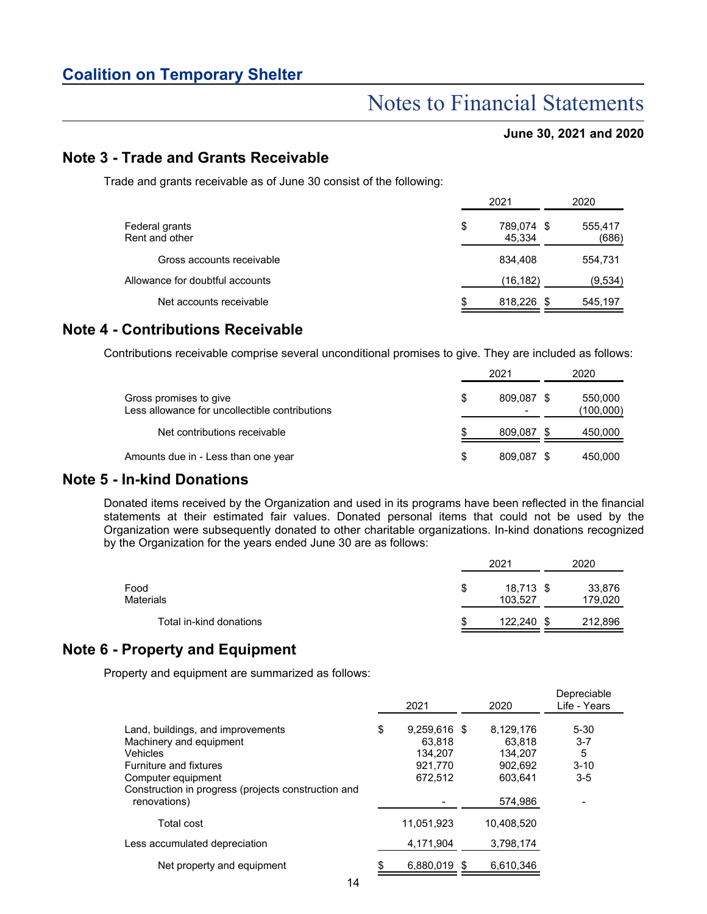# Coalition on Temporary Shelter

## Notes to Financial Statements

**June 30, 2021 and 2020**

## Note 3 - Trade and Grants Receivable

Trade and grants receivable as of June 30 consist of the following:

| | 2021 | 2020 |
|---|---|---|
| Federal grants | $ 789,074 | $ 555,417 |
| Rent and other | 45,334 | (686) |
| Gross accounts receivable | 834,408 | 554,731 |
| Allowance for doubtful accounts | (16,182) | (9,534) |
| Net accounts receivable | $ 818,226 | $ 545,197 |

## Note 4 - Contributions Receivable

Contributions receivable comprise several unconditional promises to give. They are included as follows:

| | 2021 | 2020 |
|---|---|---|
| Gross promises to give | $ 809,087 | $ 550,000 |
| Less allowance for uncollectible contributions | - | (100,000) |
| Net contributions receivable | $ 809,087 | $ 450,000 |
| Amounts due in - Less than one year | $ 809,087 | $ 450,000 |

## Note 5 - In-kind Donations

Donated items received by the Organization and used in its programs have been reflected in the financial statements at their estimated fair values. Donated personal items that could not be used by the Organization were subsequently donated to other charitable organizations. In-kind donations recognized by the Organization for the years ended June 30 are as follows:

| | 2021 | 2020 |
|---|---|---|
| Food | $ 18,713 | $ 33,876 |
| Materials | 103,527 | 179,020 |
| Total in-kind donations | $ 122,240 | $ 212,896 |

## Note 6 - Property and Equipment

Property and equipment are summarized as follows:

| | 2021 | 2020 | Depreciable Life - Years |
|---|---|---|---|
| Land, buildings, and improvements | $ 9,259,616 | $ 8,129,176 | 5-30 |
| Machinery and equipment | 63,818 | 63,818 | 3-7 |
| Vehicles | 134,207 | 134,207 | 5 |
| Furniture and fixtures | 921,770 | 902,692 | 3-10 |
| Computer equipment | 672,512 | 603,641 | 3-5 |
| Construction in progress (projects construction and renovations) | - | 574,986 | - |
| Total cost | 11,051,923 | 10,408,520 | |
| Less accumulated depreciation | 4,171,904 | 3,798,174 | |
| Net property and equipment | $ 6,880,019 | $ 6,610,346 | |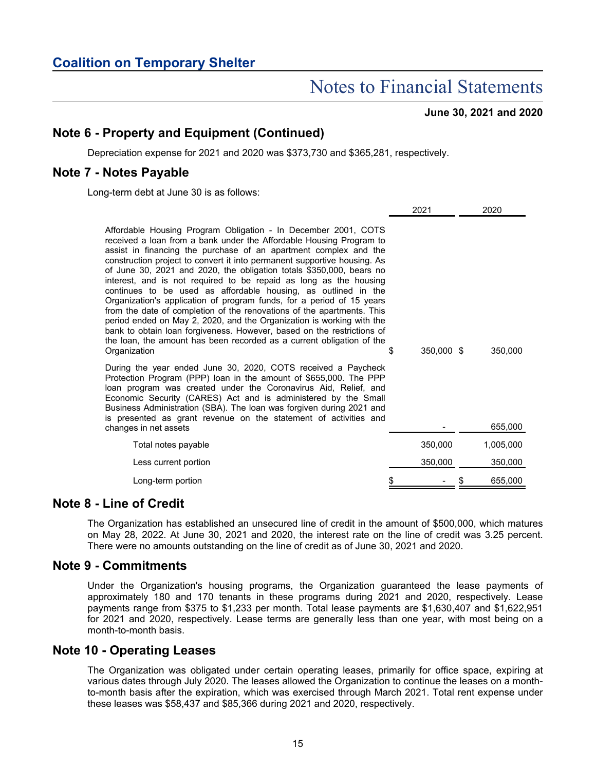## Note 6 - Property and Equipment (Continued)

Depreciation expense for 2021 and 2020 was $373,730 and $365,281, respectively.

## Note 7 - Notes Payable

Long-term debt at June 30 is as follows:

| | 2021 | 2020 |
|---|---|---|
| Affordable Housing Program Obligation - In December 2001, COTS received a loan from a bank under the Affordable Housing Program to assist in financing the purchase of an apartment complex and the construction project to convert it into permanent supportive housing. As of June 30, 2021 and 2020, the obligation totals $350,000, bears no interest, and is not required to be repaid as long as the housing continues to be used as affordable housing, as outlined in the Organization's application of program funds, for a period of 15 years from the date of completion of the renovations of the apartments. This period ended on May 2, 2020, and the Organization is working with the bank to obtain loan forgiveness. However, based on the restrictions of the loan, the amount has been recorded as a current obligation of the Organization | $ 350,000 | $ 350,000 |
| During the year ended June 30, 2020, COTS received a Paycheck Protection Program (PPP) loan in the amount of $655,000. The PPP loan program was created under the Coronavirus Aid, Relief, and Economic Security (CARES) Act and is administered by the Small Business Administration (SBA). The loan was forgiven during 2021 and is presented as grant revenue on the statement of activities and changes in net assets | - | 655,000 |
| Total notes payable | 350,000 | 1,005,000 |
| Less current portion | 350,000 | 350,000 |
| Long-term portion | $ - | $ 655,000 |

## Note 8 - Line of Credit

The Organization has established an unsecured line of credit in the amount of $500,000, which matures on May 28, 2022. At June 30, 2021 and 2020, the interest rate on the line of credit was 3.25 percent. There were no amounts outstanding on the line of credit as of June 30, 2021 and 2020.

## Note 9 - Commitments

Under the Organization's housing programs, the Organization guaranteed the lease payments of approximately 180 and 170 tenants in these programs during 2021 and 2020, respectively. Lease payments range from $375 to $1,233 per month. Total lease payments are $1,630,407 and $1,622,951 for 2021 and 2020, respectively. Lease terms are generally less than one year, with most being on a month-to-month basis.

## Note 10 - Operating Leases

The Organization was obligated under certain operating leases, primarily for office space, expiring at various dates through July 2020. The leases allowed the Organization to continue the leases on a month-to-month basis after the expiration, which was exercised through March 2021. Total rent expense under these leases was $58,437 and $85,366 during 2021 and 2020, respectively.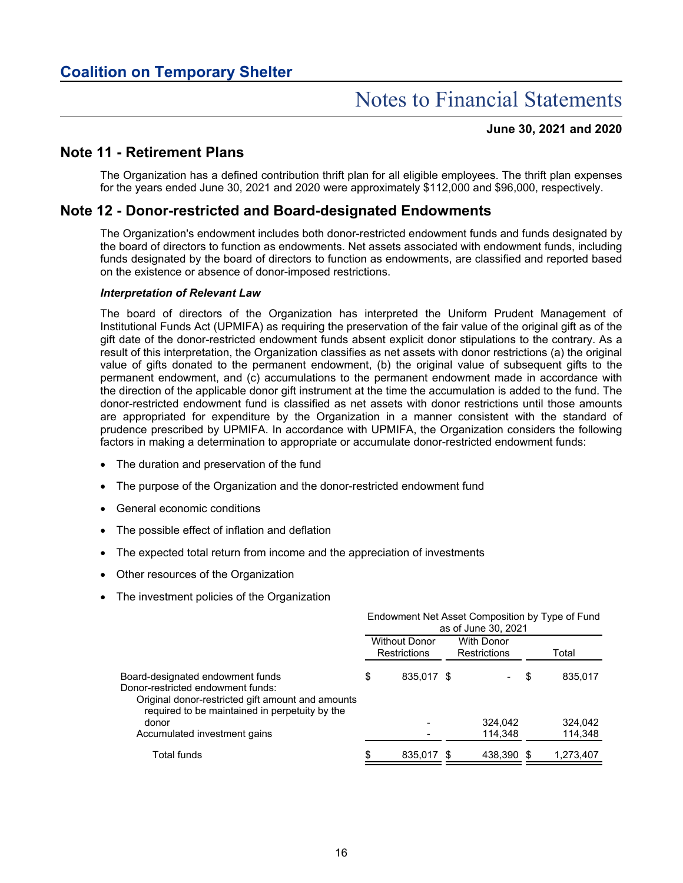## Note 11 - Retirement Plans

The Organization has a defined contribution thrift plan for all eligible employees. The thrift plan expenses for the years ended June 30, 2021 and 2020 were approximately $112,000 and $96,000, respectively.

## Note 12 - Donor-restricted and Board-designated Endowments

The Organization's endowment includes both donor-restricted endowment funds and funds designated by the board of directors to function as endowments. Net assets associated with endowment funds, including funds designated by the board of directors to function as endowments, are classified and reported based on the existence or absence of donor-imposed restrictions.

***Interpretation of Relevant Law***

The board of directors of the Organization has interpreted the Uniform Prudent Management of Institutional Funds Act (UPMIFA) as requiring the preservation of the fair value of the original gift as of the gift date of the donor-restricted endowment funds absent explicit donor stipulations to the contrary. As a result of this interpretation, the Organization classifies as net assets with donor restrictions (a) the original value of gifts donated to the permanent endowment, (b) the original value of subsequent gifts to the permanent endowment, and (c) accumulations to the permanent endowment made in accordance with the direction of the applicable donor gift instrument at the time the accumulation is added to the fund. The donor-restricted endowment fund is classified as net assets with donor restrictions until those amounts are appropriated for expenditure by the Organization in a manner consistent with the standard of prudence prescribed by UPMIFA. In accordance with UPMIFA, the Organization considers the following factors in making a determination to appropriate or accumulate donor-restricted endowment funds:

- The duration and preservation of the fund
- The purpose of the Organization and the donor-restricted endowment fund
- General economic conditions
- The possible effect of inflation and deflation
- The expected total return from income and the appreciation of investments
- Other resources of the Organization
- The investment policies of the Organization

| | Endowment Net Asset Composition by Type of Fund as of June 30, 2021 | | |
|---|---|---|---|
| | Without Donor Restrictions | With Donor Restrictions | Total |
| Board-designated endowment funds | $ 835,017 | $ - | $ 835,017 |
| Donor-restricted endowment funds: | | | |
| Original donor-restricted gift amount and amounts required to be maintained in perpetuity by the donor | - | 324,042 | 324,042 |
| Accumulated investment gains | - | 114,348 | 114,348 |
| Total funds | $ 835,017 | $ 438,390 | $ 1,273,407 |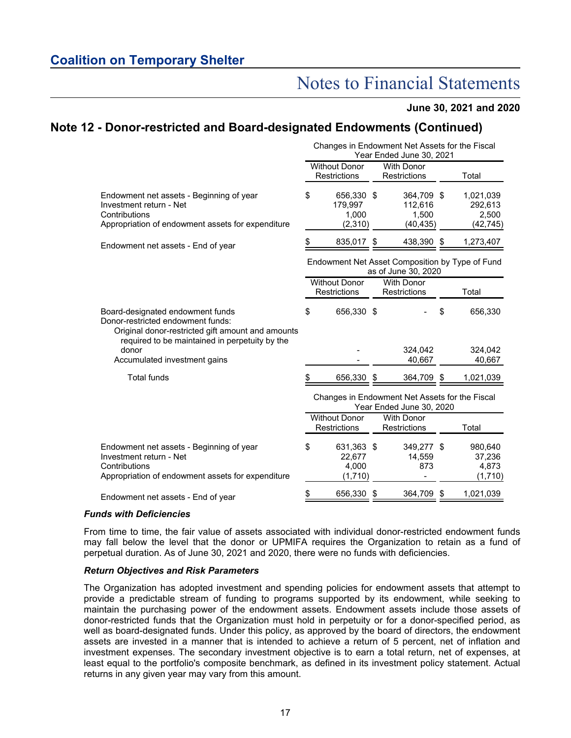## Note 12 - Donor-restricted and Board-designated Endowments (Continued)

| | Changes in Endowment Net Assets for the Fiscal Year Ended June 30, 2021 | | |
|---|---|---|---|
| | Without Donor Restrictions | With Donor Restrictions | Total |
| Endowment net assets - Beginning of year | $ 656,330 | $ 364,709 | $ 1,021,039 |
| Investment return - Net | 179,997 | 112,616 | 292,613 |
| Contributions | 1,000 | 1,500 | 2,500 |
| Appropriation of endowment assets for expenditure | (2,310) | (40,435) | (42,745) |
| Endowment net assets - End of year | $ 835,017 | $ 438,390 | $ 1,273,407 |

| | Endowment Net Asset Composition by Type of Fund as of June 30, 2020 | | |
|---|---|---|---|
| | Without Donor Restrictions | With Donor Restrictions | Total |
| Board-designated endowment funds | $ 656,330 | $ - | $ 656,330 |
| Donor-restricted endowment funds: | | | |
| Original donor-restricted gift amount and amounts required to be maintained in perpetuity by the donor | - | 324,042 | 324,042 |
| Accumulated investment gains | - | 40,667 | 40,667 |
| Total funds | $ 656,330 | $ 364,709 | $ 1,021,039 |

| | Changes in Endowment Net Assets for the Fiscal Year Ended June 30, 2020 | | |
|---|---|---|---|
| | Without Donor Restrictions | With Donor Restrictions | Total |
| Endowment net assets - Beginning of year | $ 631,363 | $ 349,277 | $ 980,640 |
| Investment return - Net | 22,677 | 14,559 | 37,236 |
| Contributions | 4,000 | 873 | 4,873 |
| Appropriation of endowment assets for expenditure | (1,710) | - | (1,710) |
| Endowment net assets - End of year | $ 656,330 | $ 364,709 | $ 1,021,039 |

***Funds with Deficiencies***

From time to time, the fair value of assets associated with individual donor-restricted endowment funds may fall below the level that the donor or UPMIFA requires the Organization to retain as a fund of perpetual duration. As of June 30, 2021 and 2020, there were no funds with deficiencies.

***Return Objectives and Risk Parameters***

The Organization has adopted investment and spending policies for endowment assets that attempt to provide a predictable stream of funding to programs supported by its endowment, while seeking to maintain the purchasing power of the endowment assets. Endowment assets include those assets of donor-restricted funds that the Organization must hold in perpetuity or for a donor-specified period, as well as board-designated funds. Under this policy, as approved by the board of directors, the endowment assets are invested in a manner that is intended to achieve a return of 5 percent, net of inflation and investment expenses. The secondary investment objective is to earn a total return, net of expenses, at least equal to the portfolio's composite benchmark, as defined in its investment policy statement. Actual returns in any given year may vary from this amount.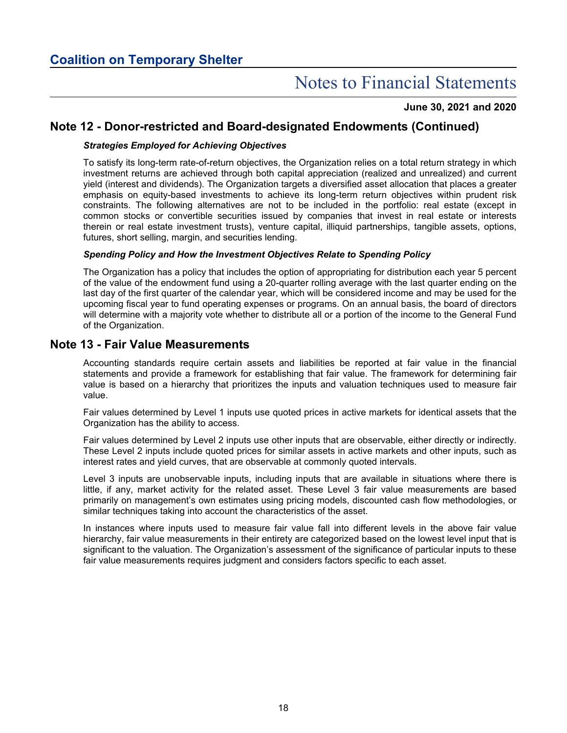## Note 12 - Donor-restricted and Board-designated Endowments (Continued)

***Strategies Employed for Achieving Objectives***

To satisfy its long-term rate-of-return objectives, the Organization relies on a total return strategy in which investment returns are achieved through both capital appreciation (realized and unrealized) and current yield (interest and dividends). The Organization targets a diversified asset allocation that places a greater emphasis on equity-based investments to achieve its long-term return objectives within prudent risk constraints. The following alternatives are not to be included in the portfolio: real estate (except in common stocks or convertible securities issued by companies that invest in real estate or interests therein or real estate investment trusts), venture capital, illiquid partnerships, tangible assets, options, futures, short selling, margin, and securities lending.

***Spending Policy and How the Investment Objectives Relate to Spending Policy***

The Organization has a policy that includes the option of appropriating for distribution each year 5 percent of the value of the endowment fund using a 20-quarter rolling average with the last quarter ending on the last day of the first quarter of the calendar year, which will be considered income and may be used for the upcoming fiscal year to fund operating expenses or programs. On an annual basis, the board of directors will determine with a majority vote whether to distribute all or a portion of the income to the General Fund of the Organization.

## Note 13 - Fair Value Measurements

Accounting standards require certain assets and liabilities be reported at fair value in the financial statements and provide a framework for establishing that fair value. The framework for determining fair value is based on a hierarchy that prioritizes the inputs and valuation techniques used to measure fair value.

Fair values determined by Level 1 inputs use quoted prices in active markets for identical assets that the Organization has the ability to access.

Fair values determined by Level 2 inputs use other inputs that are observable, either directly or indirectly. These Level 2 inputs include quoted prices for similar assets in active markets and other inputs, such as interest rates and yield curves, that are observable at commonly quoted intervals.

Level 3 inputs are unobservable inputs, including inputs that are available in situations where there is little, if any, market activity for the related asset. These Level 3 fair value measurements are based primarily on management's own estimates using pricing models, discounted cash flow methodologies, or similar techniques taking into account the characteristics of the asset.

In instances where inputs used to measure fair value fall into different levels in the above fair value hierarchy, fair value measurements in their entirety are categorized based on the lowest level input that is significant to the valuation. The Organization's assessment of the significance of particular inputs to these fair value measurements requires judgment and considers factors specific to each asset.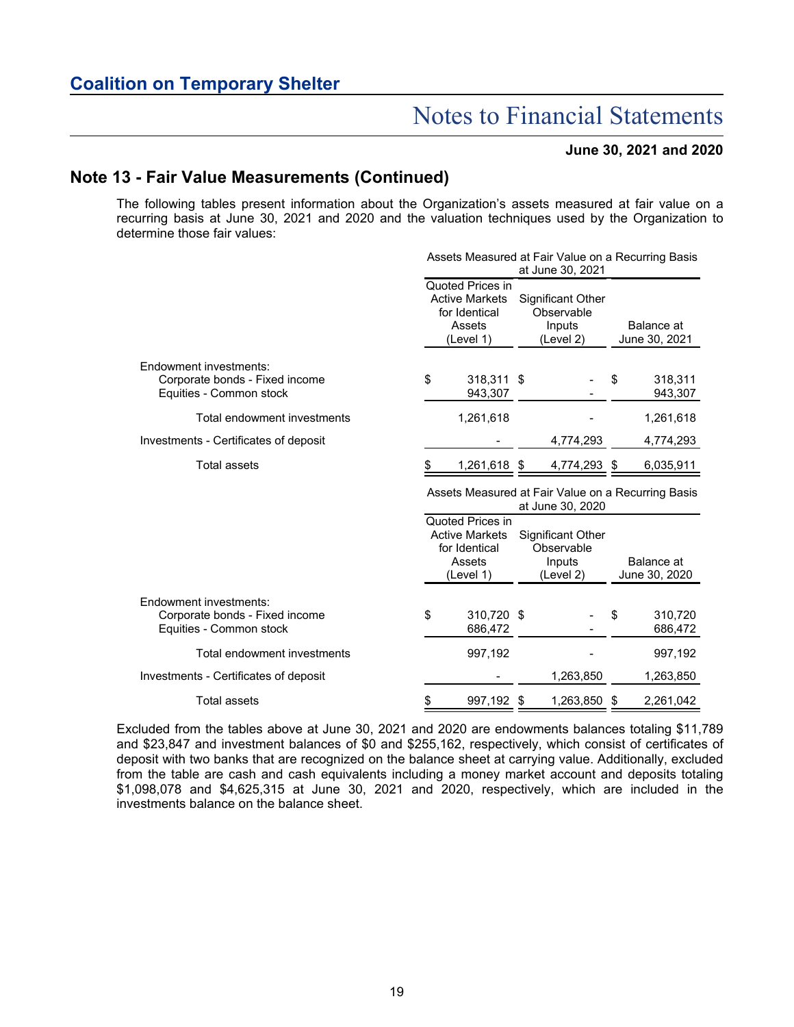## Note 13 - Fair Value Measurements (Continued)

The following tables present information about the Organization's assets measured at fair value on a recurring basis at June 30, 2021 and 2020 and the valuation techniques used by the Organization to determine those fair values:

| | Assets Measured at Fair Value on a Recurring Basis at June 30, 2021 | | |
|---|---|---|---|
| | Quoted Prices in Active Markets for Identical Assets (Level 1) | Significant Other Observable Inputs (Level 2) | Balance at June 30, 2021 |
| Endowment investments: | | | |
| Corporate bonds - Fixed income | $ 318,311 | $ - | $ 318,311 |
| Equities - Common stock | 943,307 | - | 943,307 |
| Total endowment investments | 1,261,618 | - | 1,261,618 |
| Investments - Certificates of deposit | - | 4,774,293 | 4,774,293 |
| Total assets | $ 1,261,618 | $ 4,774,293 | $ 6,035,911 |

| | Assets Measured at Fair Value on a Recurring Basis at June 30, 2020 | | |
|---|---|---|---|
| | Quoted Prices in Active Markets for Identical Assets (Level 1) | Significant Other Observable Inputs (Level 2) | Balance at June 30, 2020 |
| Endowment investments: | | | |
| Corporate bonds - Fixed income | $ 310,720 | $ - | $ 310,720 |
| Equities - Common stock | 686,472 | - | 686,472 |
| Total endowment investments | 997,192 | - | 997,192 |
| Investments - Certificates of deposit | - | 1,263,850 | 1,263,850 |
| Total assets | $ 997,192 | $ 1,263,850 | $ 2,261,042 |

Excluded from the tables above at June 30, 2021 and 2020 are endowments balances totaling $11,789 and $23,847 and investment balances of $0 and $255,162, respectively, which consist of certificates of deposit with two banks that are recognized on the balance sheet at carrying value. Additionally, excluded from the table are cash and cash equivalents including a money market account and deposits totaling $1,098,078 and $4,625,315 at June 30, 2021 and 2020, respectively, which are included in the investments balance on the balance sheet.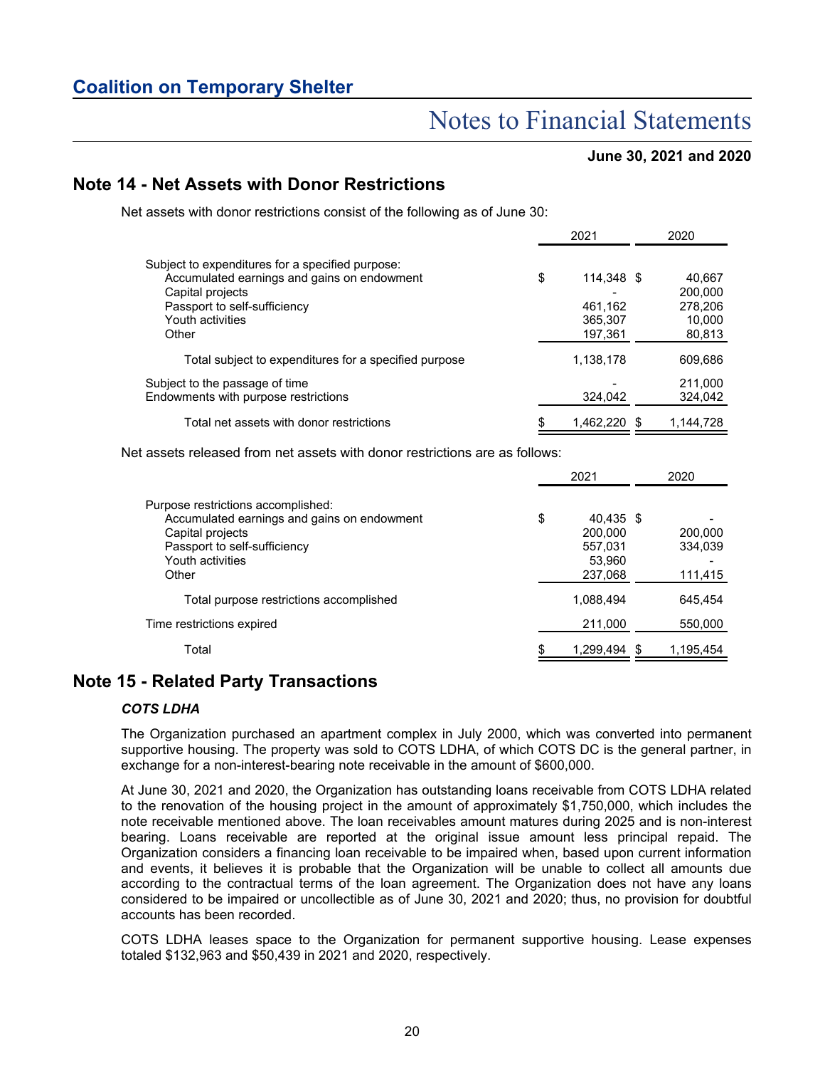## Note 14 - Net Assets with Donor Restrictions

Net assets with donor restrictions consist of the following as of June 30:

| | 2021 | 2020 |
|---|---|---|
| Subject to expenditures for a specified purpose: | | |
| Accumulated earnings and gains on endowment | $ 114,348 | $ 40,667 |
| Capital projects | - | 200,000 |
| Passport to self-sufficiency | 461,162 | 278,206 |
| Youth activities | 365,307 | 10,000 |
| Other | 197,361 | 80,813 |
| Total subject to expenditures for a specified purpose | 1,138,178 | 609,686 |
| Subject to the passage of time | - | 211,000 |
| Endowments with purpose restrictions | 324,042 | 324,042 |
| Total net assets with donor restrictions | $ 1,462,220 | $ 1,144,728 |

Net assets released from net assets with donor restrictions are as follows:

| | 2021 | 2020 |
|---|---|---|
| Purpose restrictions accomplished: | | |
| Accumulated earnings and gains on endowment | $ 40,435 | $ - |
| Capital projects | 200,000 | 200,000 |
| Passport to self-sufficiency | 557,031 | 334,039 |
| Youth activities | 53,960 | - |
| Other | 237,068 | 111,415 |
| Total purpose restrictions accomplished | 1,088,494 | 645,454 |
| Time restrictions expired | 211,000 | 550,000 |
| Total | $ 1,299,494 | $ 1,195,454 |

## Note 15 - Related Party Transactions

### *COTS LDHA*

The Organization purchased an apartment complex in July 2000, which was converted into permanent supportive housing. The property was sold to COTS LDHA, of which COTS DC is the general partner, in exchange for a non-interest-bearing note receivable in the amount of $600,000.

At June 30, 2021 and 2020, the Organization has outstanding loans receivable from COTS LDHA related to the renovation of the housing project in the amount of approximately $1,750,000, which includes the note receivable mentioned above. The loan receivables amount matures during 2025 and is non-interest bearing. Loans receivable are reported at the original issue amount less principal repaid. The Organization considers a financing loan receivable to be impaired when, based upon current information and events, it believes it is probable that the Organization will be unable to collect all amounts due according to the contractual terms of the loan agreement. The Organization does not have any loans considered to be impaired or uncollectible as of June 30, 2021 and 2020; thus, no provision for doubtful accounts has been recorded.

COTS LDHA leases space to the Organization for permanent supportive housing. Lease expenses totaled $132,963 and $50,439 in 2021 and 2020, respectively.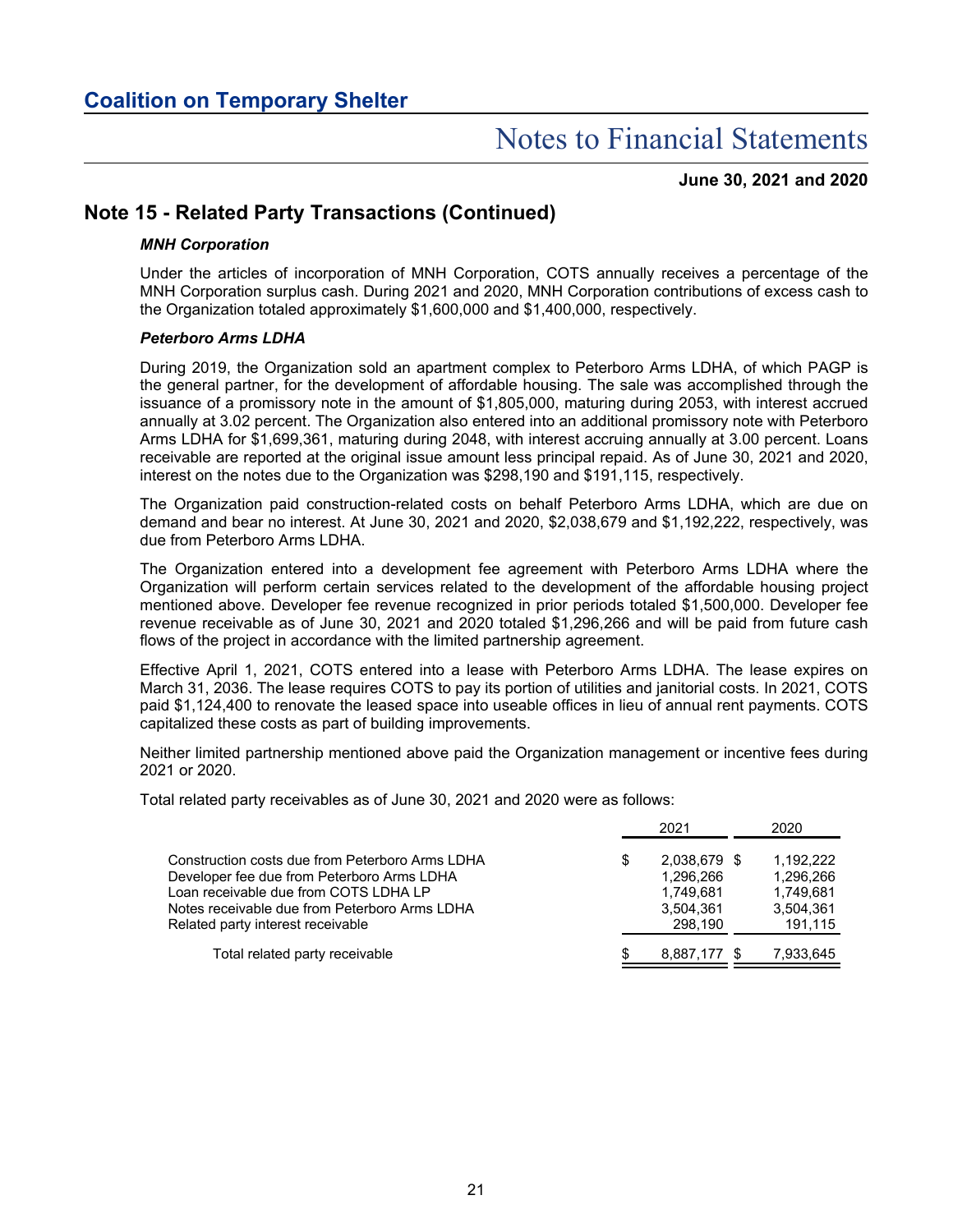## Note 15 - Related Party Transactions (Continued)

***MNH Corporation***

Under the articles of incorporation of MNH Corporation, COTS annually receives a percentage of the MNH Corporation surplus cash. During 2021 and 2020, MNH Corporation contributions of excess cash to the Organization totaled approximately $1,600,000 and $1,400,000, respectively.

***Peterboro Arms LDHA***

During 2019, the Organization sold an apartment complex to Peterboro Arms LDHA, of which PAGP is the general partner, for the development of affordable housing. The sale was accomplished through the issuance of a promissory note in the amount of $1,805,000, maturing during 2053, with interest accrued annually at 3.02 percent. The Organization also entered into an additional promissory note with Peterboro Arms LDHA for $1,699,361, maturing during 2048, with interest accruing annually at 3.00 percent. Loans receivable are reported at the original issue amount less principal repaid. As of June 30, 2021 and 2020, interest on the notes due to the Organization was $298,190 and $191,115, respectively.

The Organization paid construction-related costs on behalf Peterboro Arms LDHA, which are due on demand and bear no interest. At June 30, 2021 and 2020, $2,038,679 and $1,192,222, respectively, was due from Peterboro Arms LDHA.

The Organization entered into a development fee agreement with Peterboro Arms LDHA where the Organization will perform certain services related to the development of the affordable housing project mentioned above. Developer fee revenue recognized in prior periods totaled $1,500,000. Developer fee revenue receivable as of June 30, 2021 and 2020 totaled $1,296,266 and will be paid from future cash flows of the project in accordance with the limited partnership agreement.

Effective April 1, 2021, COTS entered into a lease with Peterboro Arms LDHA. The lease expires on March 31, 2036. The lease requires COTS to pay its portion of utilities and janitorial costs. In 2021, COTS paid $1,124,400 to renovate the leased space into useable offices in lieu of annual rent payments. COTS capitalized these costs as part of building improvements.

Neither limited partnership mentioned above paid the Organization management or incentive fees during 2021 or 2020.

Total related party receivables as of June 30, 2021 and 2020 were as follows:

| | 2021 | 2020 |
|---|---|---|
| Construction costs due from Peterboro Arms LDHA | $ 2,038,679 | $ 1,192,222 |
| Developer fee due from Peterboro Arms LDHA | 1,296,266 | 1,296,266 |
| Loan receivable due from COTS LDHA LP | 1,749,681 | 1,749,681 |
| Notes receivable due from Peterboro Arms LDHA | 3,504,361 | 3,504,361 |
| Related party interest receivable | 298,190 | 191,115 |
| Total related party receivable | $ 8,887,177 | $ 7,933,645 |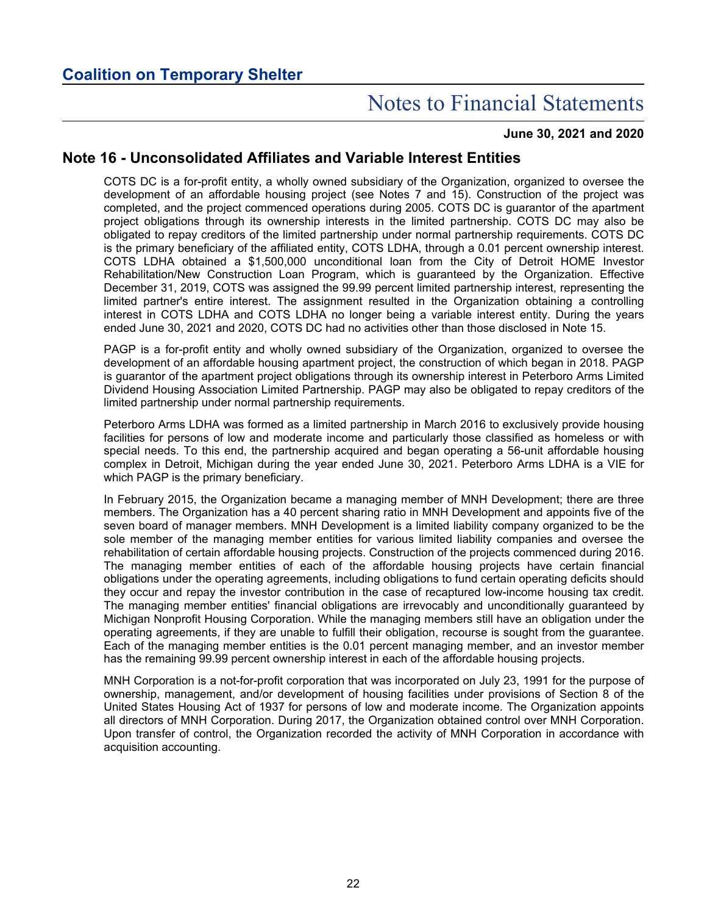## Note 16 - Unconsolidated Affiliates and Variable Interest Entities

COTS DC is a for-profit entity, a wholly owned subsidiary of the Organization, organized to oversee the development of an affordable housing project (see Notes 7 and 15). Construction of the project was completed, and the project commenced operations during 2005. COTS DC is guarantor of the apartment project obligations through its ownership interests in the limited partnership. COTS DC may also be obligated to repay creditors of the limited partnership under normal partnership requirements. COTS DC is the primary beneficiary of the affiliated entity, COTS LDHA, through a 0.01 percent ownership interest. COTS LDHA obtained a $1,500,000 unconditional loan from the City of Detroit HOME Investor Rehabilitation/New Construction Loan Program, which is guaranteed by the Organization. Effective December 31, 2019, COTS was assigned the 99.99 percent limited partnership interest, representing the limited partner's entire interest. The assignment resulted in the Organization obtaining a controlling interest in COTS LDHA and COTS LDHA no longer being a variable interest entity. During the years ended June 30, 2021 and 2020, COTS DC had no activities other than those disclosed in Note 15.

PAGP is a for-profit entity and wholly owned subsidiary of the Organization, organized to oversee the development of an affordable housing apartment project, the construction of which began in 2018. PAGP is guarantor of the apartment project obligations through its ownership interest in Peterboro Arms Limited Dividend Housing Association Limited Partnership. PAGP may also be obligated to repay creditors of the limited partnership under normal partnership requirements.

Peterboro Arms LDHA was formed as a limited partnership in March 2016 to exclusively provide housing facilities for persons of low and moderate income and particularly those classified as homeless or with special needs. To this end, the partnership acquired and began operating a 56-unit affordable housing complex in Detroit, Michigan during the year ended June 30, 2021. Peterboro Arms LDHA is a VIE for which PAGP is the primary beneficiary.

In February 2015, the Organization became a managing member of MNH Development; there are three members. The Organization has a 40 percent sharing ratio in MNH Development and appoints five of the seven board of manager members. MNH Development is a limited liability company organized to be the sole member of the managing member entities for various limited liability companies and oversee the rehabilitation of certain affordable housing projects. Construction of the projects commenced during 2016. The managing member entities of each of the affordable housing projects have certain financial obligations under the operating agreements, including obligations to fund certain operating deficits should they occur and repay the investor contribution in the case of recaptured low-income housing tax credit. The managing member entities' financial obligations are irrevocably and unconditionally guaranteed by Michigan Nonprofit Housing Corporation. While the managing members still have an obligation under the operating agreements, if they are unable to fulfill their obligation, recourse is sought from the guarantee. Each of the managing member entities is the 0.01 percent managing member, and an investor member has the remaining 99.99 percent ownership interest in each of the affordable housing projects.

MNH Corporation is a not-for-profit corporation that was incorporated on July 23, 1991 for the purpose of ownership, management, and/or development of housing facilities under provisions of Section 8 of the United States Housing Act of 1937 for persons of low and moderate income. The Organization appoints all directors of MNH Corporation. During 2017, the Organization obtained control over MNH Corporation. Upon transfer of control, the Organization recorded the activity of MNH Corporation in accordance with acquisition accounting.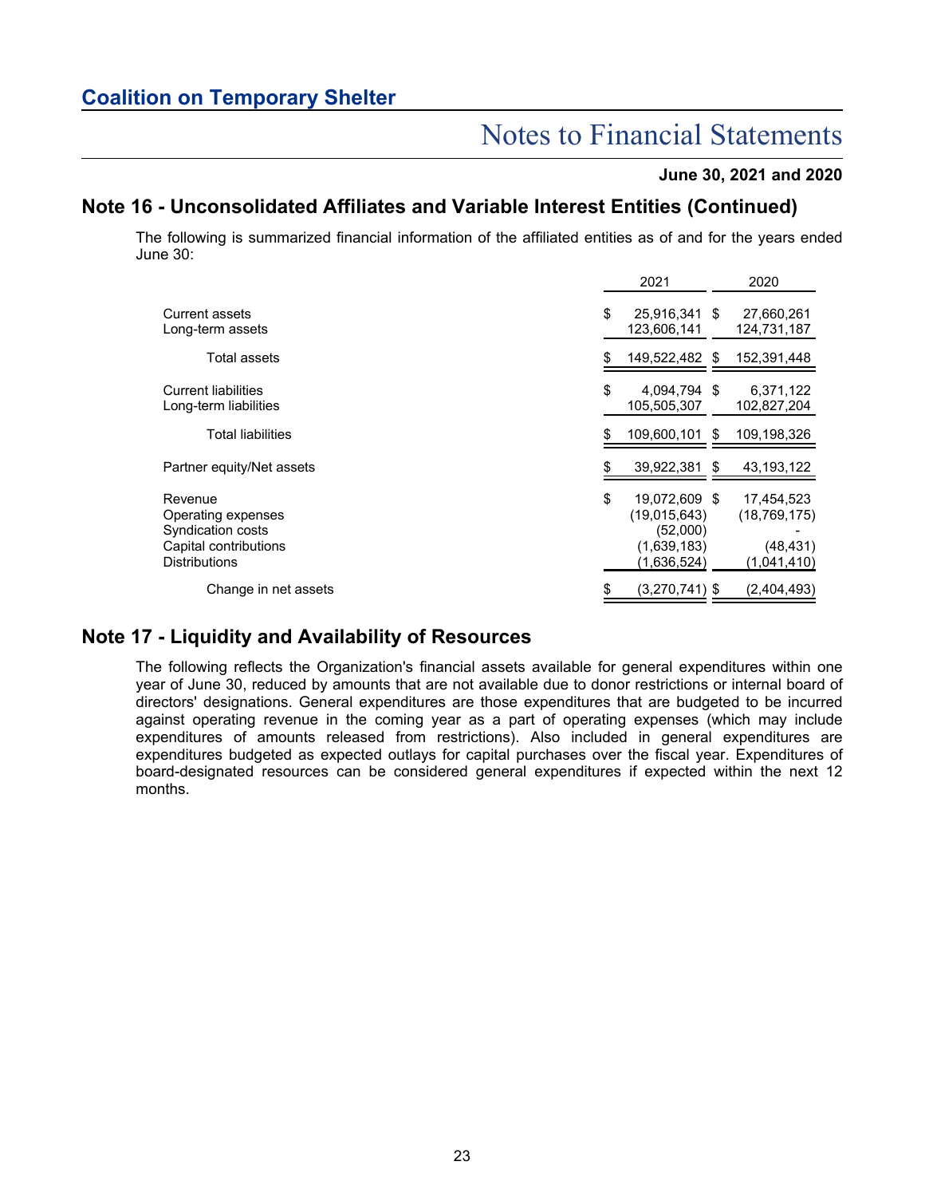## Note 16 - Unconsolidated Affiliates and Variable Interest Entities (Continued)

The following is summarized financial information of the affiliated entities as of and for the years ended June 30:

| | 2021 | 2020 |
|---|---|---|
| Current assets | $ 25,916,341 | $ 27,660,261 |
| Long-term assets | 123,606,141 | 124,731,187 |
| Total assets | $ 149,522,482 | $ 152,391,448 |
| Current liabilities | $ 4,094,794 | $ 6,371,122 |
| Long-term liabilities | 105,505,307 | 102,827,204 |
| Total liabilities | $ 109,600,101 | $ 109,198,326 |
| Partner equity/Net assets | $ 39,922,381 | $ 43,193,122 |
| Revenue | $ 19,072,609 | $ 17,454,523 |
| Operating expenses | (19,015,643) | (18,769,175) |
| Syndication costs | (52,000) | - |
| Capital contributions | (1,639,183) | (48,431) |
| Distributions | (1,636,524) | (1,041,410) |
| Change in net assets | $ (3,270,741) | $ (2,404,493) |

## Note 17 - Liquidity and Availability of Resources

The following reflects the Organization's financial assets available for general expenditures within one year of June 30, reduced by amounts that are not available due to donor restrictions or internal board of directors' designations. General expenditures are those expenditures that are budgeted to be incurred against operating revenue in the coming year as a part of operating expenses (which may include expenditures of amounts released from restrictions). Also included in general expenditures are expenditures budgeted as expected outlays for capital purchases over the fiscal year. Expenditures of board-designated resources can be considered general expenditures if expected within the next 12 months.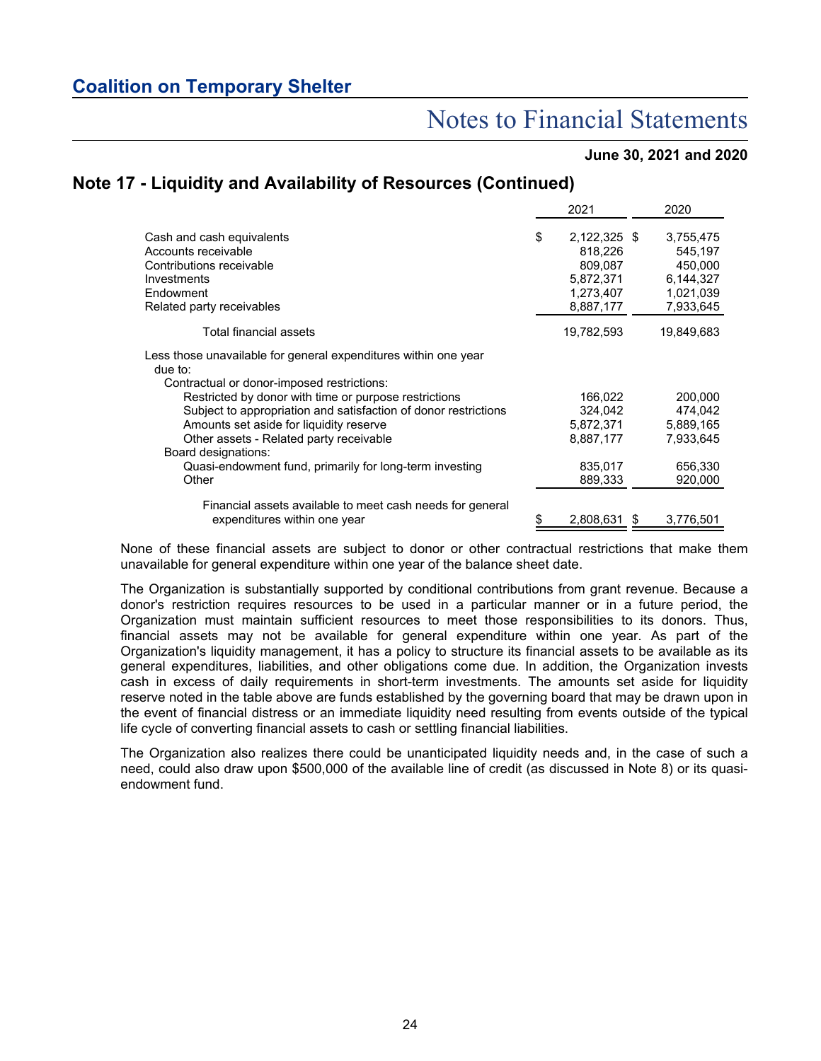## Note 17 - Liquidity and Availability of Resources (Continued)

| | 2021 | 2020 |
|---|---|---|
| Cash and cash equivalents | $ 2,122,325 | $ 3,755,475 |
| Accounts receivable | 818,226 | 545,197 |
| Contributions receivable | 809,087 | 450,000 |
| Investments | 5,872,371 | 6,144,327 |
| Endowment | 1,273,407 | 1,021,039 |
| Related party receivables | 8,887,177 | 7,933,645 |
| Total financial assets | 19,782,593 | 19,849,683 |
| Less those unavailable for general expenditures within one year due to: | | |
| Contractual or donor-imposed restrictions: | | |
| Restricted by donor with time or purpose restrictions | 166,022 | 200,000 |
| Subject to appropriation and satisfaction of donor restrictions | 324,042 | 474,042 |
| Amounts set aside for liquidity reserve | 5,872,371 | 5,889,165 |
| Other assets - Related party receivable | 8,887,177 | 7,933,645 |
| Board designations: | | |
| Quasi-endowment fund, primarily for long-term investing | 835,017 | 656,330 |
| Other | 889,333 | 920,000 |
| Financial assets available to meet cash needs for general expenditures within one year | $ 2,808,631 | $ 3,776,501 |

None of these financial assets are subject to donor or other contractual restrictions that make them unavailable for general expenditure within one year of the balance sheet date.

The Organization is substantially supported by conditional contributions from grant revenue. Because a donor's restriction requires resources to be used in a particular manner or in a future period, the Organization must maintain sufficient resources to meet those responsibilities to its donors. Thus, financial assets may not be available for general expenditure within one year. As part of the Organization's liquidity management, it has a policy to structure its financial assets to be available as its general expenditures, liabilities, and other obligations come due. In addition, the Organization invests cash in excess of daily requirements in short-term investments. The amounts set aside for liquidity reserve noted in the table above are funds established by the governing board that may be drawn upon in the event of financial distress or an immediate liquidity need resulting from events outside of the typical life cycle of converting financial assets to cash or settling financial liabilities.

The Organization also realizes there could be unanticipated liquidity needs and, in the case of such a need, could also draw upon $500,000 of the available line of credit (as discussed in Note 8) or its quasi-endowment fund.